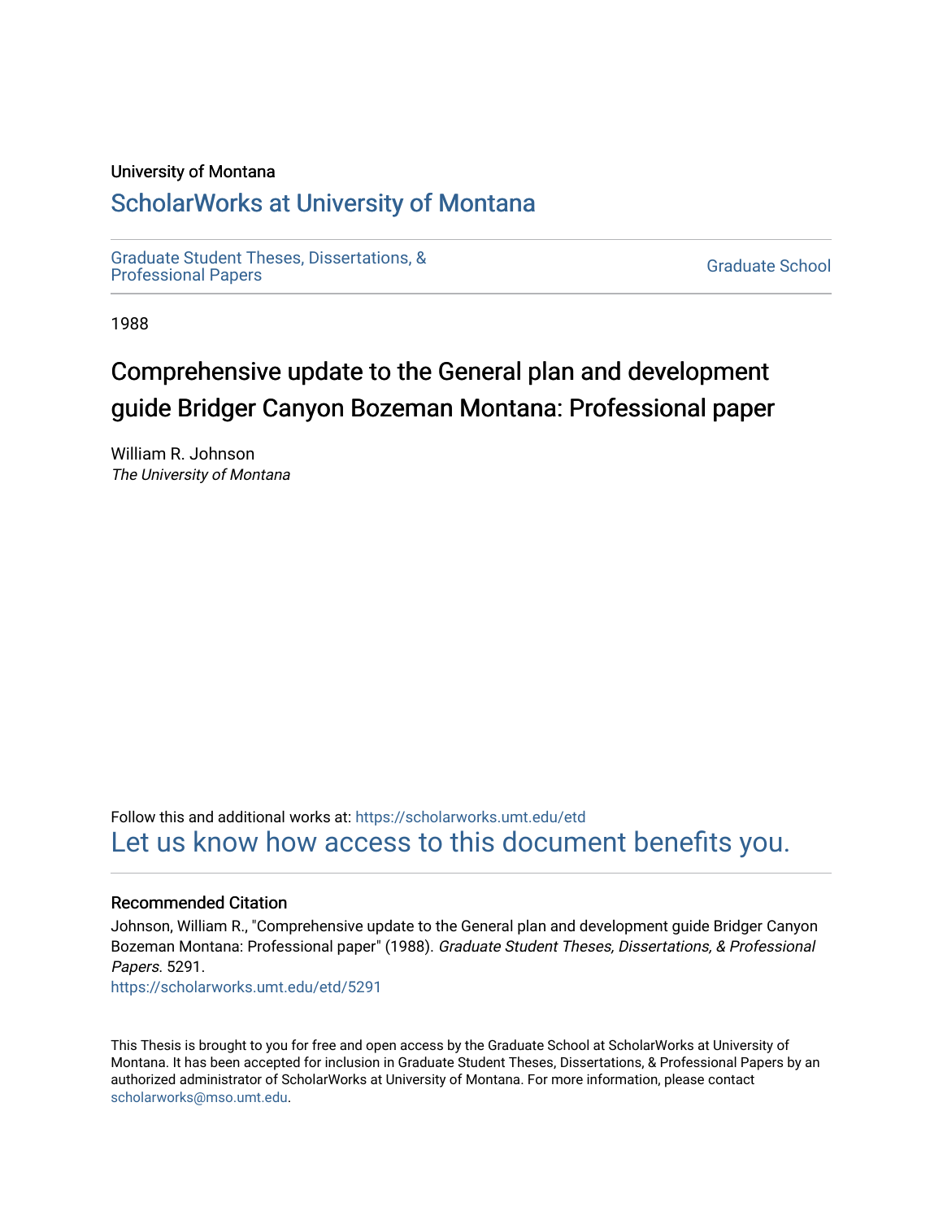University of Montana

# ScholarWorks at University of Montana

Graduate Student Theses, Dissertations, & Professional Papers

Graduate School

1988

# Comprehensive update to the General plan and development guide Bridger Canyon Bozeman Montana: Professional paper

William R. Johnson
*The University of Montana*

Follow this and additional works at: https://scholarworks.umt.edu/etd
Let us know how access to this document benefits you.

## Recommended Citation

Johnson, William R., "Comprehensive update to the General plan and development guide Bridger Canyon Bozeman Montana: Professional paper" (1988). *Graduate Student Theses, Dissertations, & Professional Papers.* 5291.
https://scholarworks.umt.edu/etd/5291

This Thesis is brought to you for free and open access by the Graduate School at ScholarWorks at University of Montana. It has been accepted for inclusion in Graduate Student Theses, Dissertations, & Professional Papers by an authorized administrator of ScholarWorks at University of Montana. For more information, please contact scholarworks@mso.umt.edu.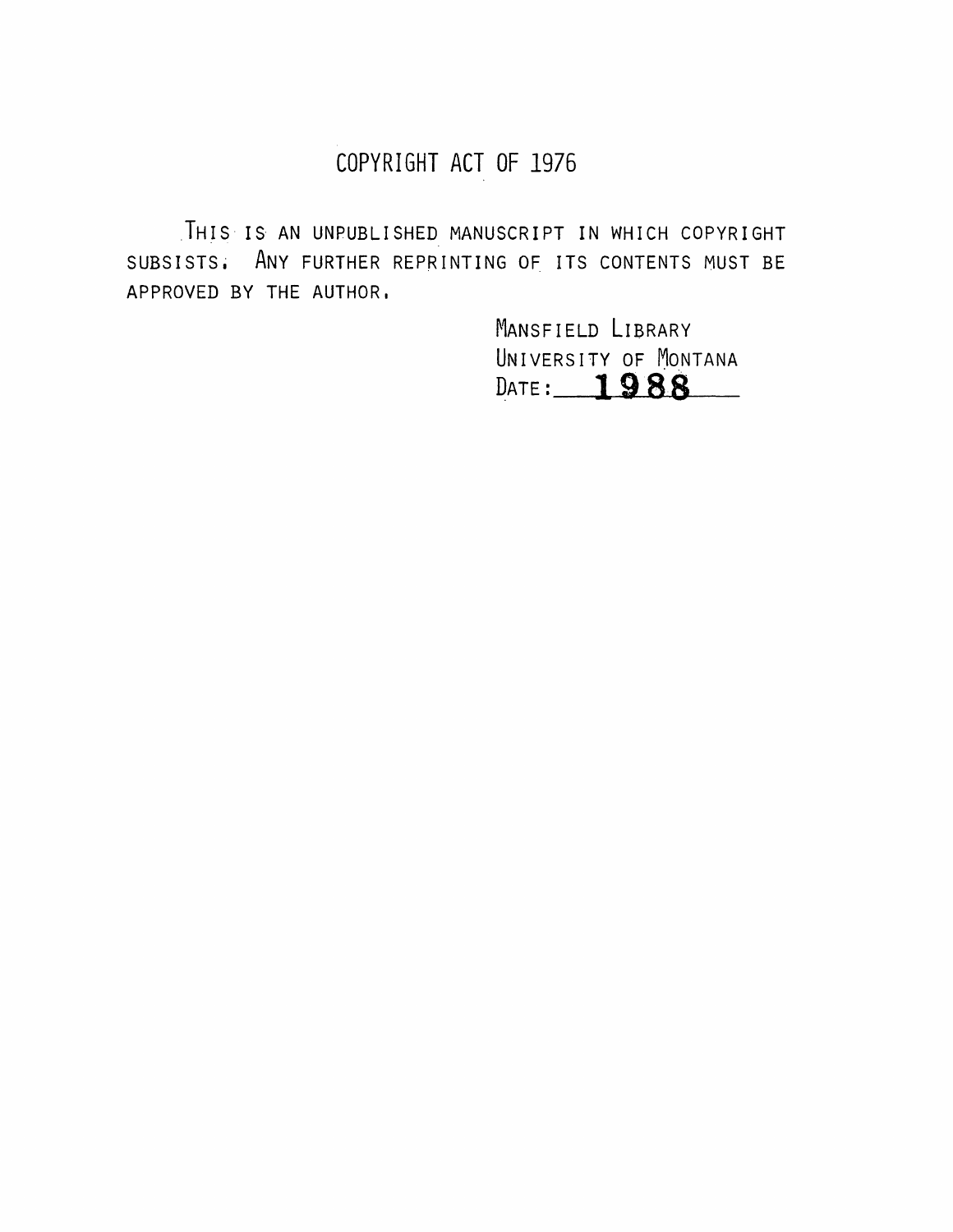# COPYRIGHT ACT OF 1976

THIS IS AN UNPUBLISHED MANUSCRIPT IN WHICH COPYRIGHT SUBSISTS. ANY FURTHER REPRINTING OF ITS CONTENTS MUST BE APPROVED BY THE AUTHOR.

MANSFIELD LIBRARY
UNIVERSITY OF MONTANA
DATE: **1988**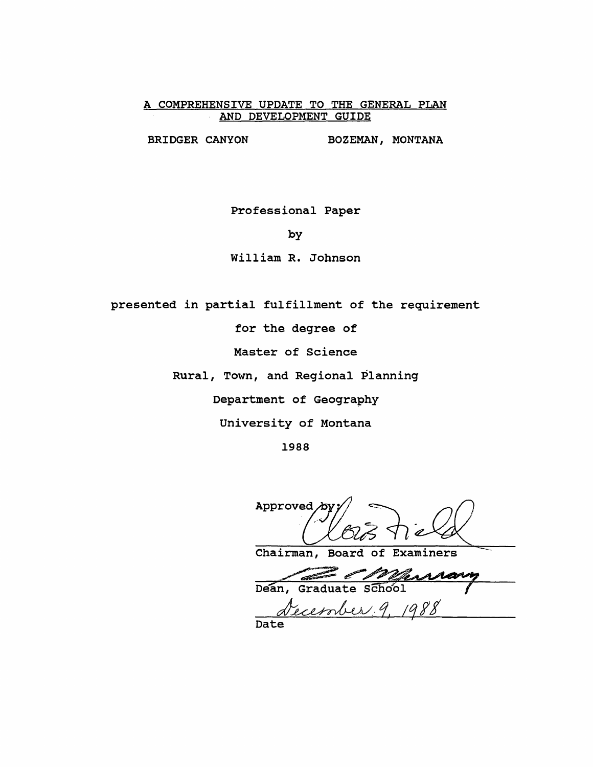# A COMPREHENSIVE UPDATE TO THE GENERAL PLAN AND DEVELOPMENT GUIDE

BRIDGER CANYON　　　　BOZEMAN, MONTANA

Professional Paper

by

William R. Johnson

presented in partial fulfillment of the requirement

for the degree of

Master of Science

Rural, Town, and Regional Planning

Department of Geography

University of Montana

1988

Approved by:

Chairman, Board of Examiners

Dean, Graduate School

December 9, 1988

Date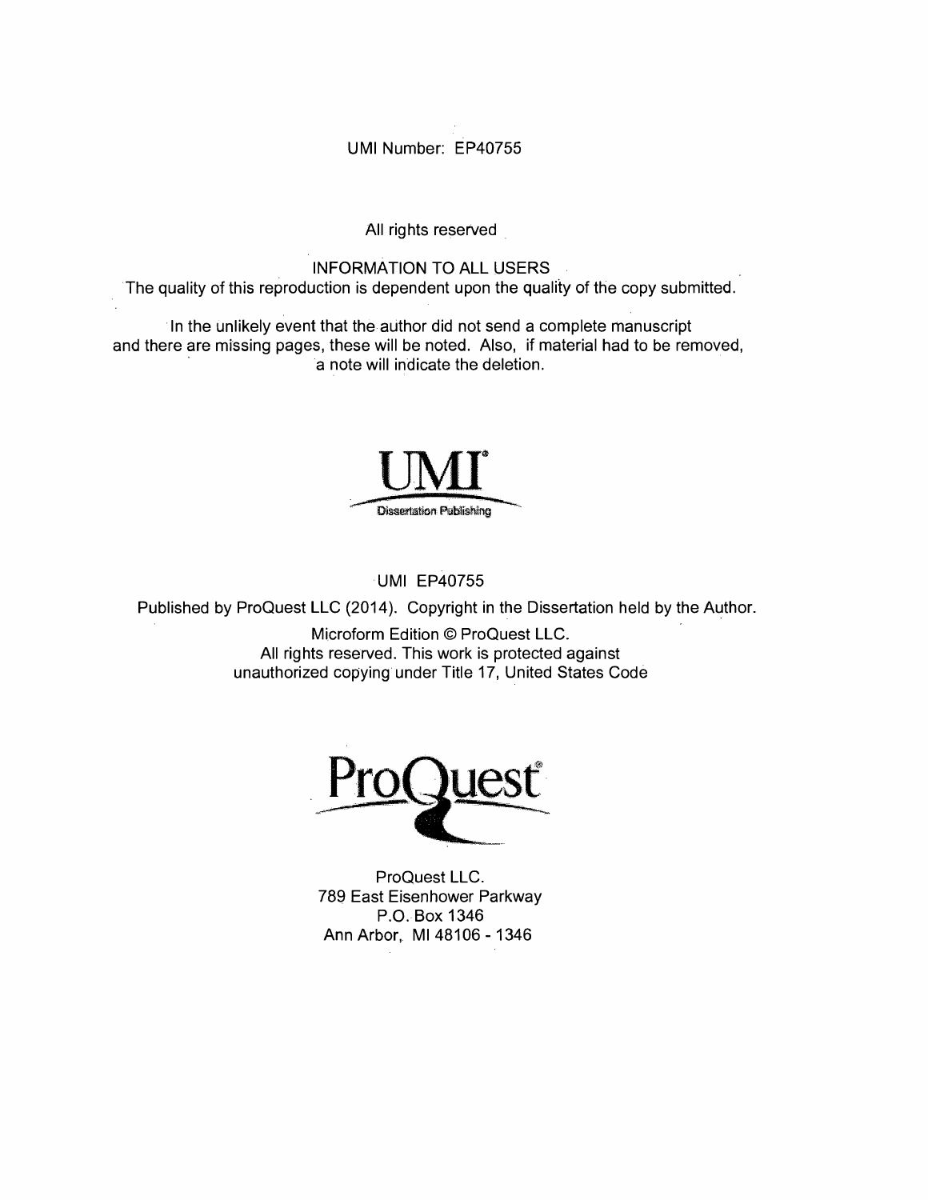UMI Number: EP40755

All rights reserved

INFORMATION TO ALL USERS

The quality of this reproduction is dependent upon the quality of the copy submitted.

In the unlikely event that the author did not send a complete manuscript and there are missing pages, these will be noted. Also, if material had to be removed, a note will indicate the deletion.

UMI

Dissertation Publishing

UMI EP40755

Published by ProQuest LLC (2014). Copyright in the Dissertation held by the Author.

Microform Edition © ProQuest LLC.
All rights reserved. This work is protected against unauthorized copying under Title 17, United States Code

ProQuest

ProQuest LLC.
789 East Eisenhower Parkway
P.O. Box 1346
Ann Arbor, MI 48106 - 1346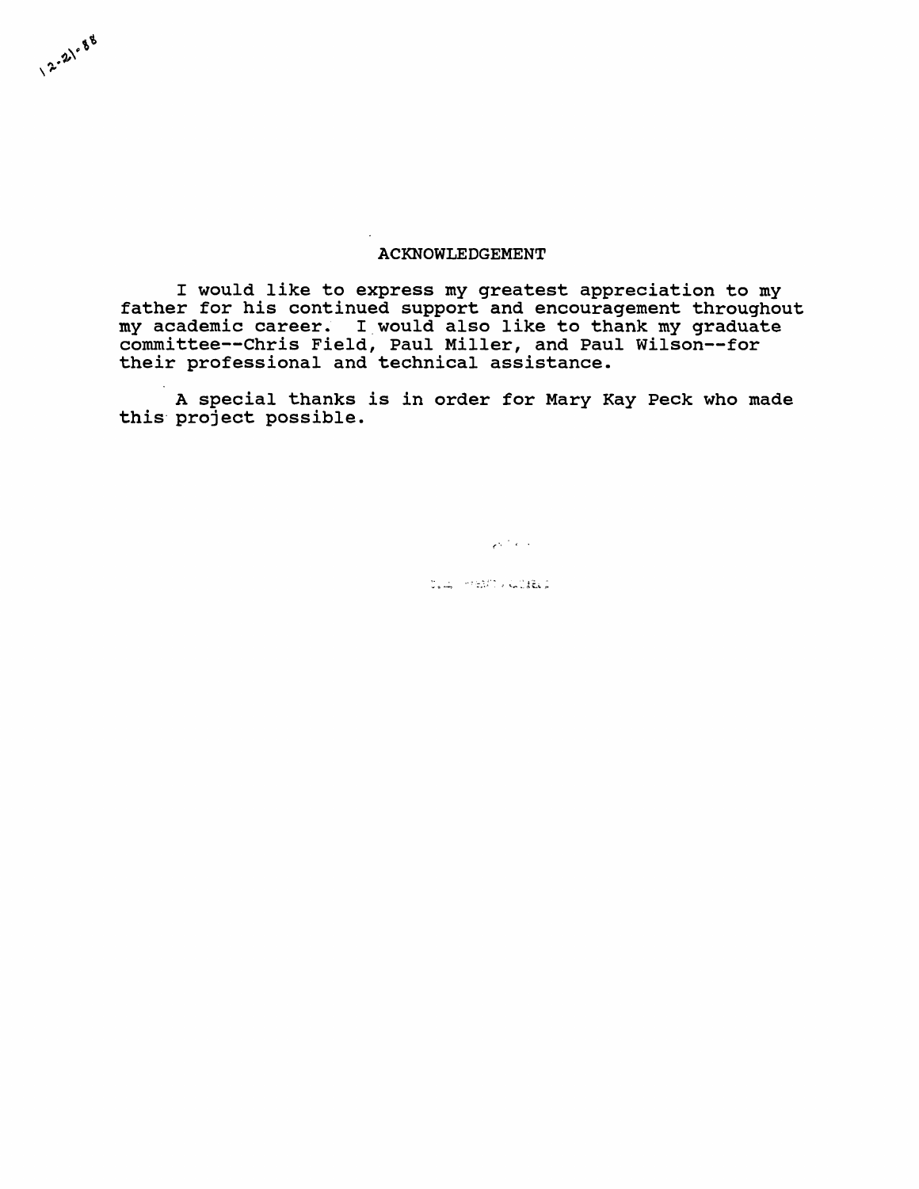12-21-88

# ACKNOWLEDGEMENT

I would like to express my greatest appreciation to my father for his continued support and encouragement throughout my academic career. I would also like to thank my graduate committee--Chris Field, Paul Miller, and Paul Wilson--for their professional and technical assistance.

A special thanks is in order for Mary Kay Peck who made this project possible.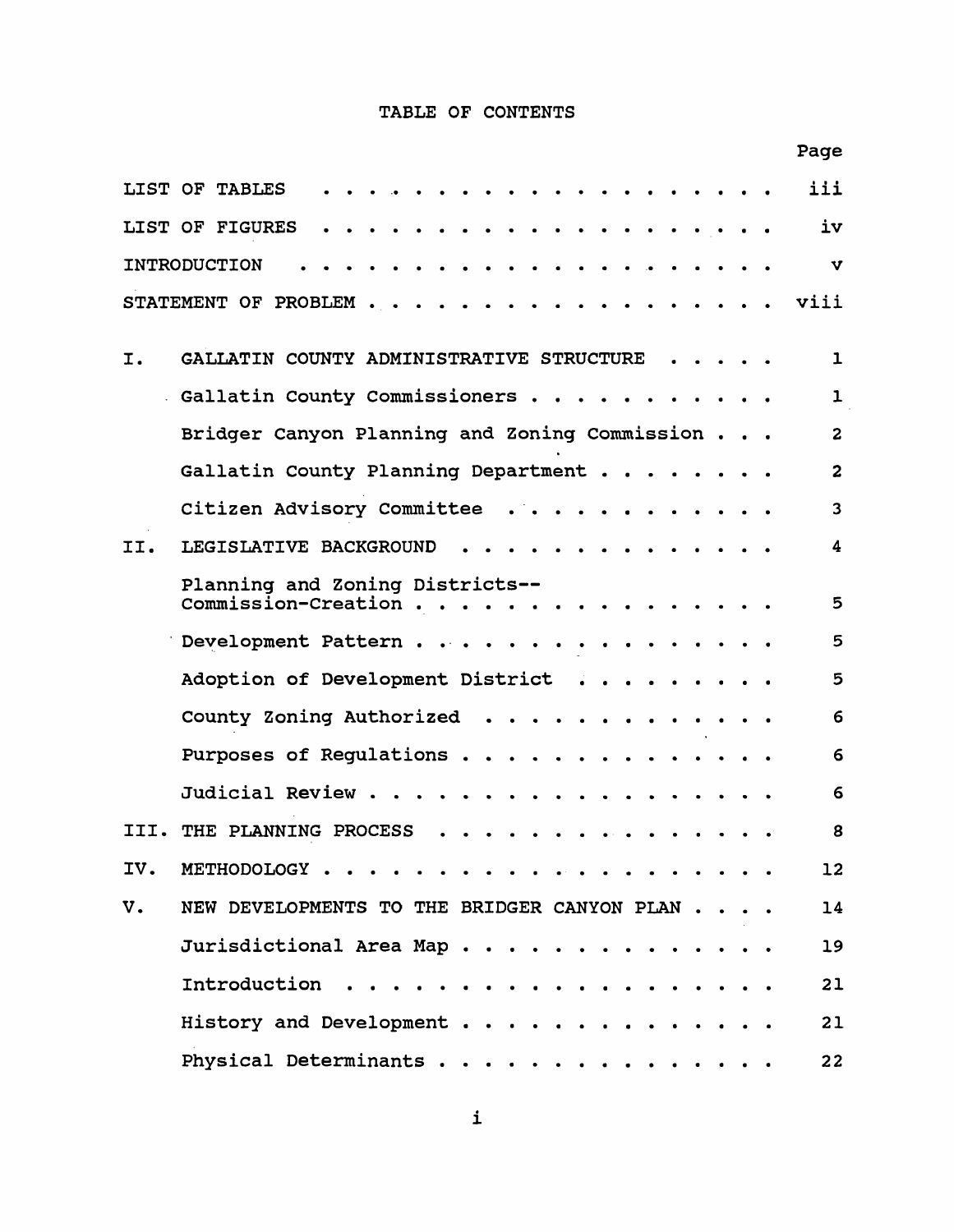# TABLE OF CONTENTS

| | | Page |
|---|---|---|
| LIST OF TABLES | | iii |
| LIST OF FIGURES | | iv |
| INTRODUCTION | | v |
| STATEMENT OF PROBLEM | | viii |
| I. | GALLATIN COUNTY ADMINISTRATIVE STRUCTURE | 1 |
| | Gallatin County Commissioners | 1 |
| | Bridger Canyon Planning and Zoning Commission | 2 |
| | Gallatin County Planning Department | 2 |
| | Citizen Advisory Committee | 3 |
| II. | LEGISLATIVE BACKGROUND | 4 |
| | Planning and Zoning Districts--Commission-Creation | 5 |
| | Development Pattern | 5 |
| | Adoption of Development District | 5 |
| | County Zoning Authorized | 6 |
| | Purposes of Regulations | 6 |
| | Judicial Review | 6 |
| III. | THE PLANNING PROCESS | 8 |
| IV. | METHODOLOGY | 12 |
| V. | NEW DEVELOPMENTS TO THE BRIDGER CANYON PLAN | 14 |
| | Jurisdictional Area Map | 19 |
| | Introduction | 21 |
| | History and Development | 21 |
| | Physical Determinants | 22 |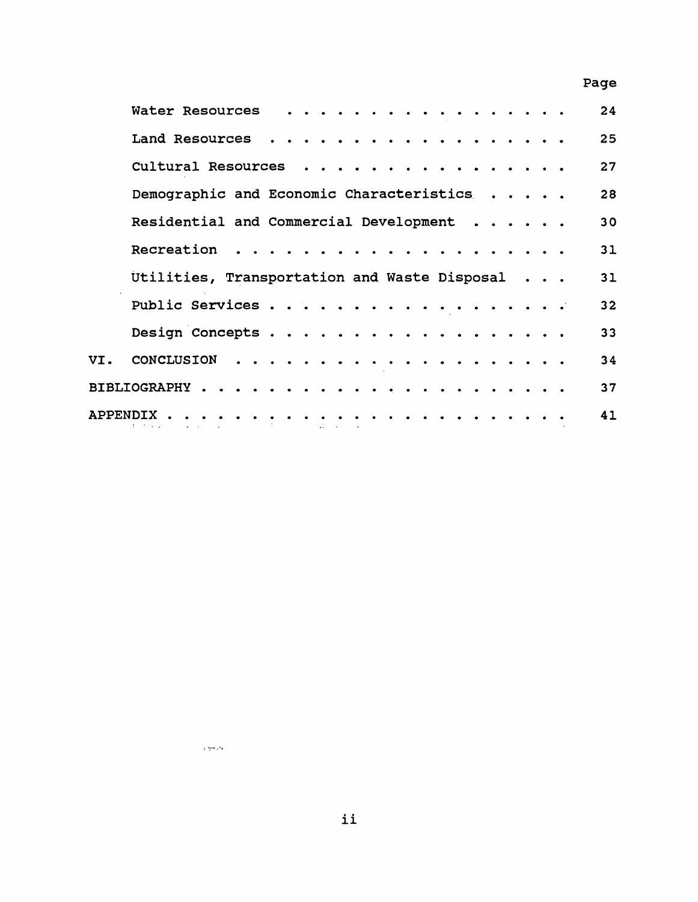| | Page |
|---|---|
| Water Resources | 24 |
| Land Resources | 25 |
| Cultural Resources | 27 |
| Demographic and Economic Characteristics | 28 |
| Residential and Commercial Development | 30 |
| Recreation | 31 |
| Utilities, Transportation and Waste Disposal | 31 |
| Public Services | 32 |
| Design Concepts | 33 |
| VI. CONCLUSION | 34 |
| BIBLIOGRAPHY | 37 |
| APPENDIX | 41 |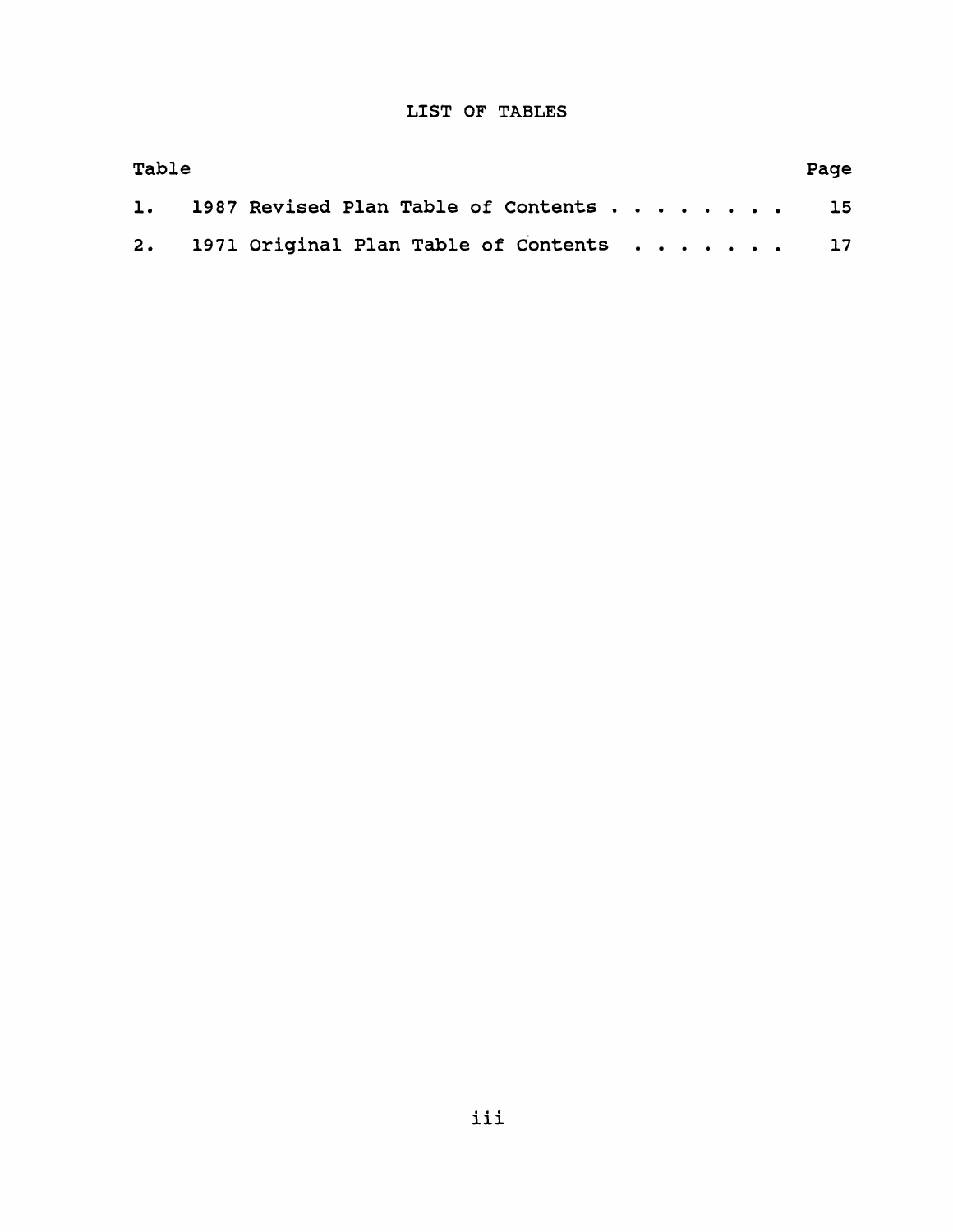# LIST OF TABLES

| Table | | Page |
|---|---|---|
| 1. | 1987 Revised Plan Table of Contents . . . . . . . . | 15 |
| 2. | 1971 Original Plan Table of Contents . . . . . . . | 17 |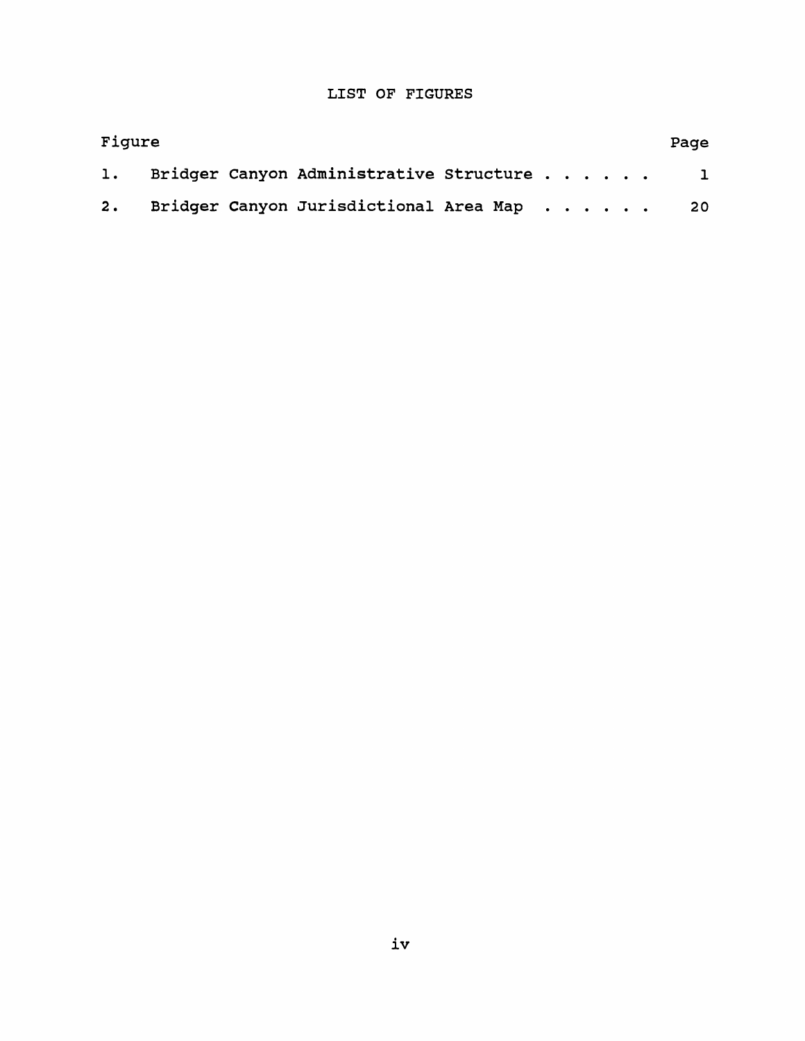# LIST OF FIGURES

| Figure | | Page |
|---|---|---|
| 1. | Bridger Canyon Administrative Structure . . . . . . | 1 |
| 2. | Bridger Canyon Jurisdictional Area Map . . . . . . | 20 |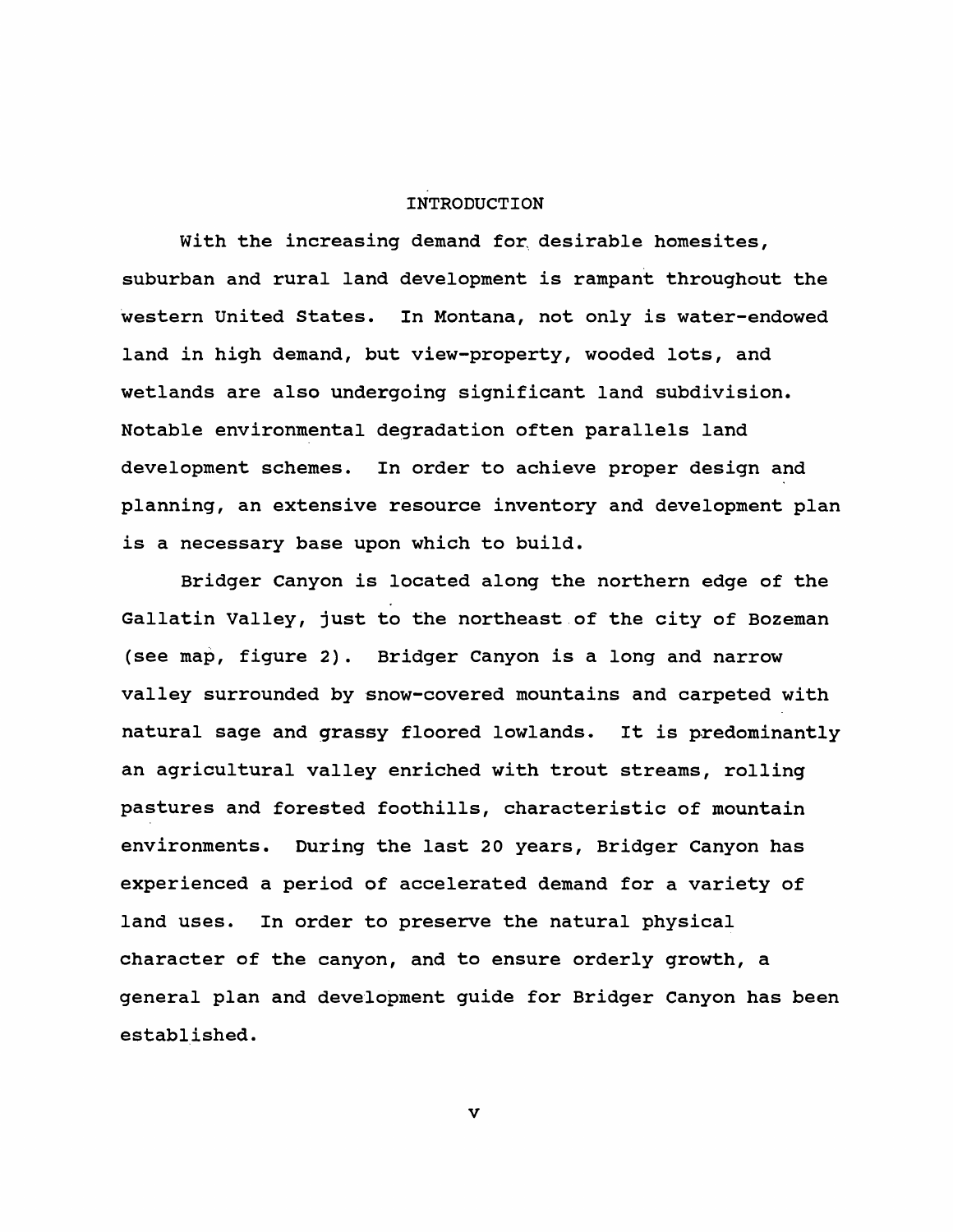# INTRODUCTION

With the increasing demand for desirable homesites, suburban and rural land development is rampant throughout the western United States. In Montana, not only is water-endowed land in high demand, but view-property, wooded lots, and wetlands are also undergoing significant land subdivision. Notable environmental degradation often parallels land development schemes. In order to achieve proper design and planning, an extensive resource inventory and development plan is a necessary base upon which to build.

Bridger Canyon is located along the northern edge of the Gallatin Valley, just to the northeast of the city of Bozeman (see map, figure 2). Bridger Canyon is a long and narrow valley surrounded by snow-covered mountains and carpeted with natural sage and grassy floored lowlands. It is predominantly an agricultural valley enriched with trout streams, rolling pastures and forested foothills, characteristic of mountain environments. During the last 20 years, Bridger Canyon has experienced a period of accelerated demand for a variety of land uses. In order to preserve the natural physical character of the canyon, and to ensure orderly growth, a general plan and development guide for Bridger Canyon has been established.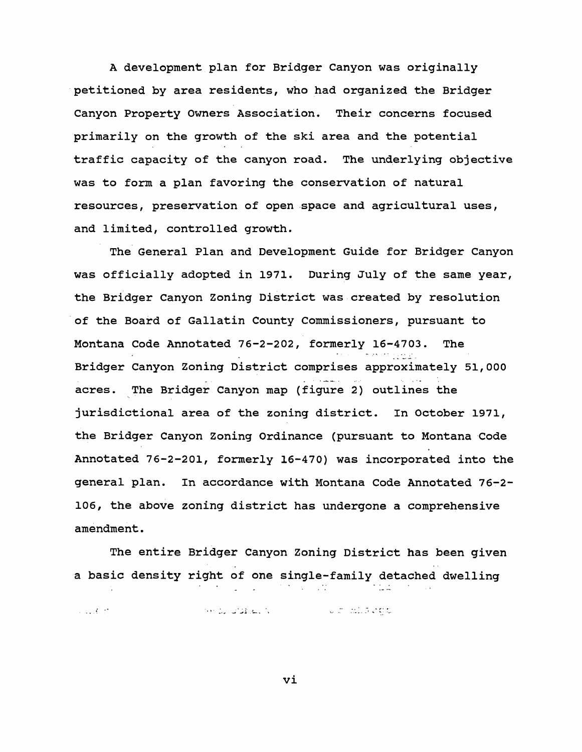A development plan for Bridger Canyon was originally petitioned by area residents, who had organized the Bridger Canyon Property Owners Association. Their concerns focused primarily on the growth of the ski area and the potential traffic capacity of the canyon road. The underlying objective was to form a plan favoring the conservation of natural resources, preservation of open space and agricultural uses, and limited, controlled growth.

The General Plan and Development Guide for Bridger Canyon was officially adopted in 1971. During July of the same year, the Bridger Canyon Zoning District was created by resolution of the Board of Gallatin County Commissioners, pursuant to Montana Code Annotated 76-2-202, formerly 16-4703. The Bridger Canyon Zoning District comprises approximately 51,000 acres. The Bridger Canyon map (figure 2) outlines the jurisdictional area of the zoning district. In October 1971, the Bridger Canyon Zoning Ordinance (pursuant to Montana Code Annotated 76-2-201, formerly 16-470) was incorporated into the general plan. In accordance with Montana Code Annotated 76-2-106, the above zoning district has undergone a comprehensive amendment.

The entire Bridger Canyon Zoning District has been given a basic density right of one single-family detached dwelling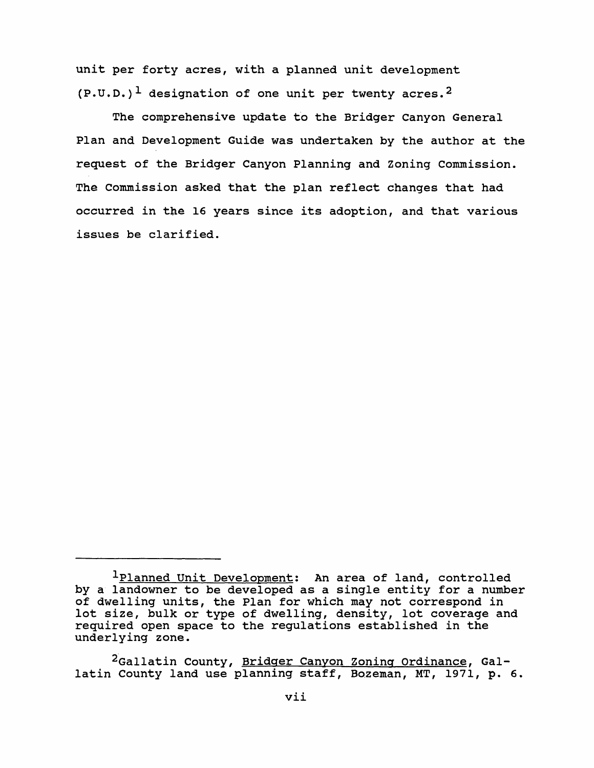unit per forty acres, with a planned unit development (P.U.D.)[1] designation of one unit per twenty acres.[2]

The comprehensive update to the Bridger Canyon General Plan and Development Guide was undertaken by the author at the request of the Bridger Canyon Planning and Zoning Commission. The Commission asked that the plan reflect changes that had occurred in the 16 years since its adoption, and that various issues be clarified.

---

[1] Planned Unit Development: An area of land, controlled by a landowner to be developed as a single entity for a number of dwelling units, the Plan for which may not correspond in lot size, bulk or type of dwelling, density, lot coverage and required open space to the regulations established in the underlying zone.

[2] Gallatin County, Bridger Canyon Zoning Ordinance, Gallatin County land use planning staff, Bozeman, MT, 1971, p. 6.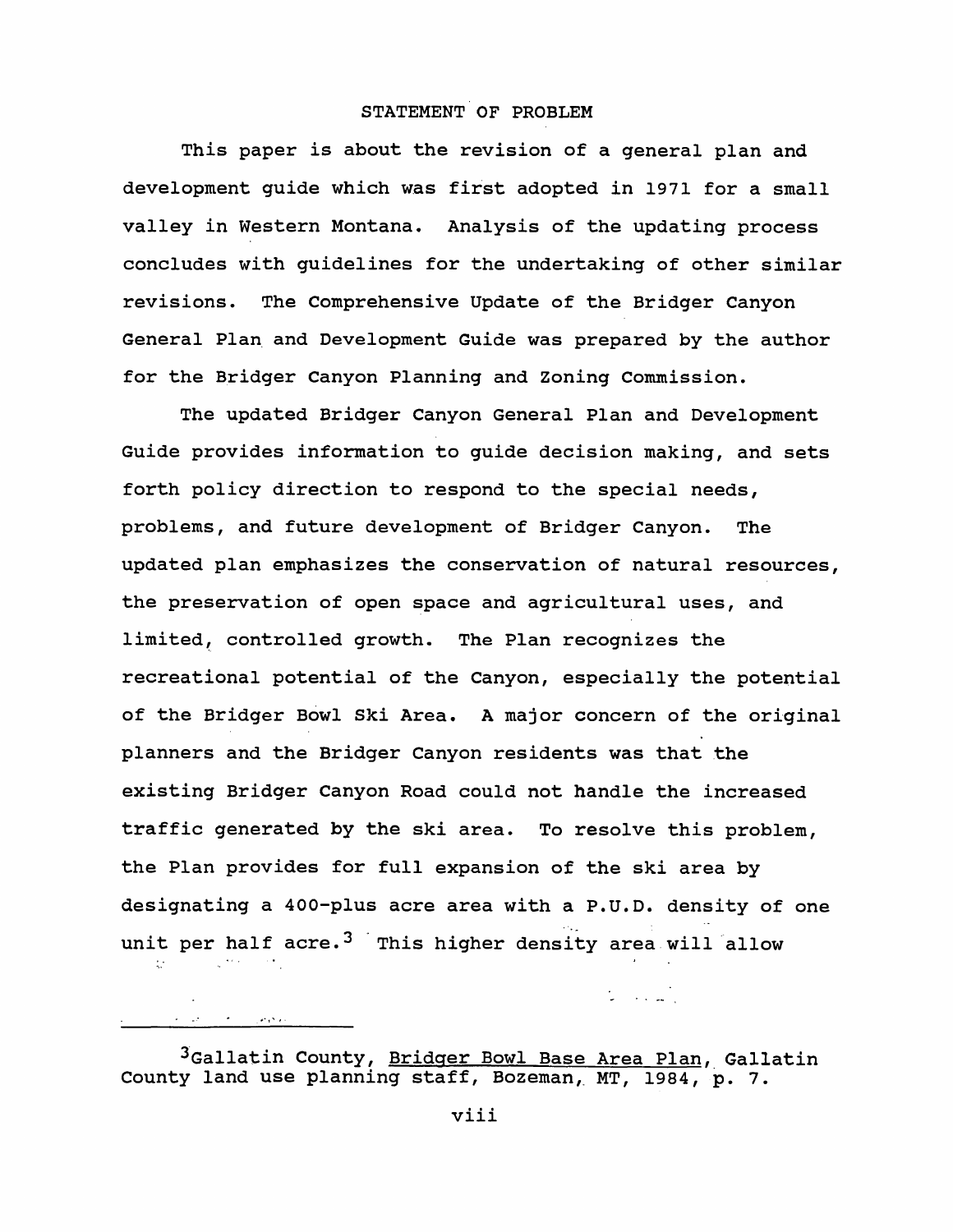## STATEMENT OF PROBLEM

This paper is about the revision of a general plan and development guide which was first adopted in 1971 for a small valley in Western Montana. Analysis of the updating process concludes with guidelines for the undertaking of other similar revisions. The Comprehensive Update of the Bridger Canyon General Plan and Development Guide was prepared by the author for the Bridger Canyon Planning and Zoning Commission.

The updated Bridger Canyon General Plan and Development Guide provides information to guide decision making, and sets forth policy direction to respond to the special needs, problems, and future development of Bridger Canyon. The updated plan emphasizes the conservation of natural resources, the preservation of open space and agricultural uses, and limited, controlled growth. The Plan recognizes the recreational potential of the Canyon, especially the potential of the Bridger Bowl Ski Area. A major concern of the original planners and the Bridger Canyon residents was that the existing Bridger Canyon Road could not handle the increased traffic generated by the ski area. To resolve this problem, the Plan provides for full expansion of the ski area by designating a 400-plus acre area with a P.U.D. density of one unit per half acre.[3] This higher density area will allow

---

[3]Gallatin County, Bridger Bowl Base Area Plan, Gallatin County land use planning staff, Bozeman, MT, 1984, p. 7.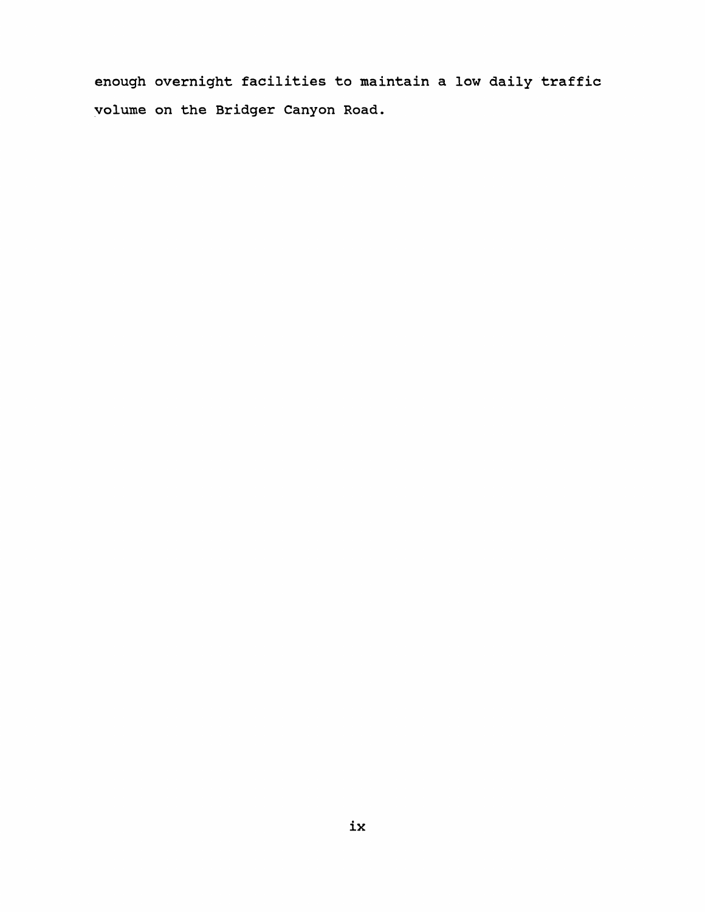enough overnight facilities to maintain a low daily traffic volume on the Bridger Canyon Road.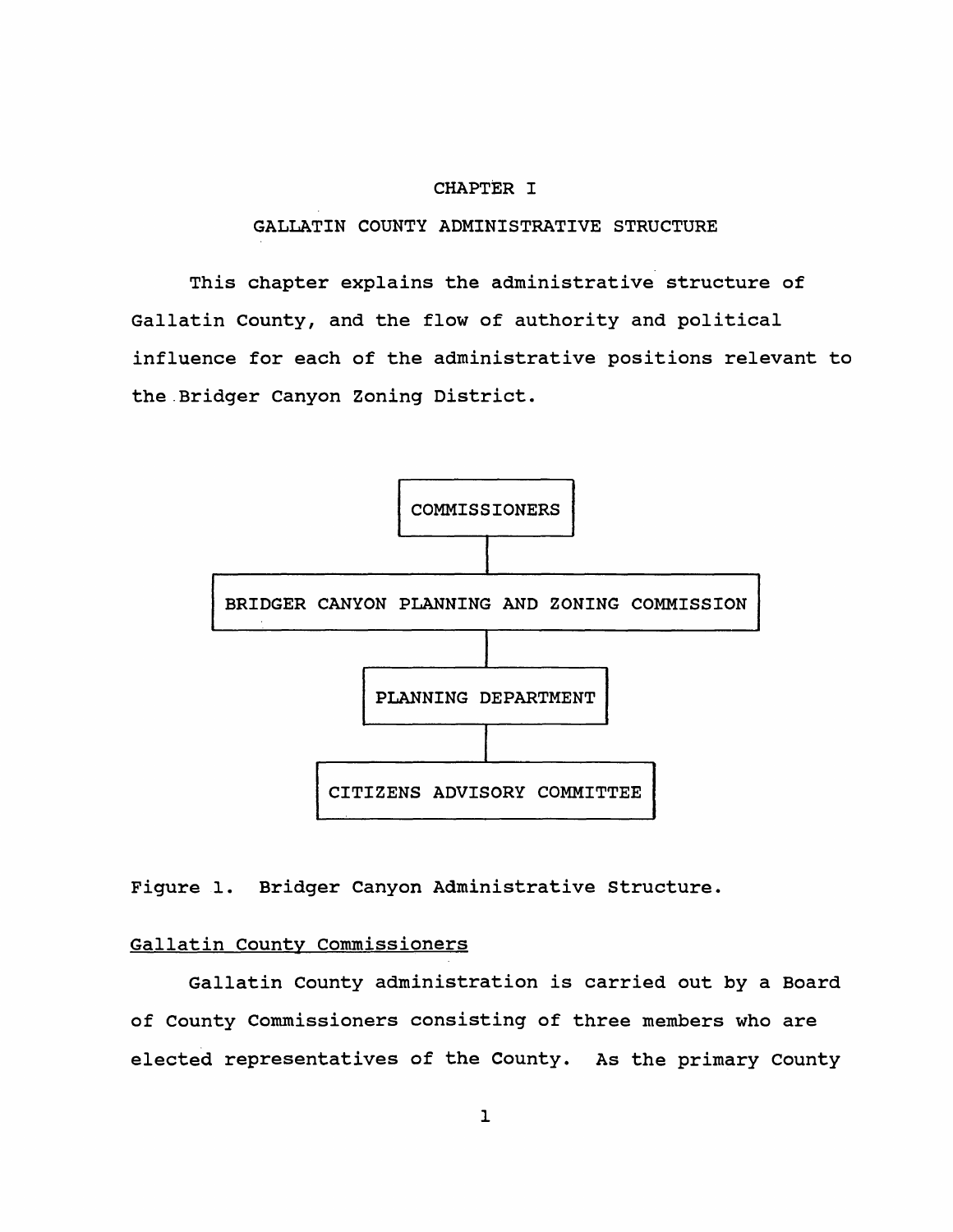# CHAPTER I

## GALLATIN COUNTY ADMINISTRATIVE STRUCTURE

This chapter explains the administrative structure of Gallatin County, and the flow of authority and political influence for each of the administrative positions relevant to the Bridger Canyon Zoning District.

```
                    COMMISSIONERS
                          |
     BRIDGER CANYON PLANNING AND ZONING COMMISSION
                          |
                 PLANNING DEPARTMENT
                          |
             CITIZENS ADVISORY COMMITTEE
```

Figure 1. Bridger Canyon Administrative Structure.

### Gallatin County Commissioners

Gallatin County administration is carried out by a Board of County Commissioners consisting of three members who are elected representatives of the County. As the primary County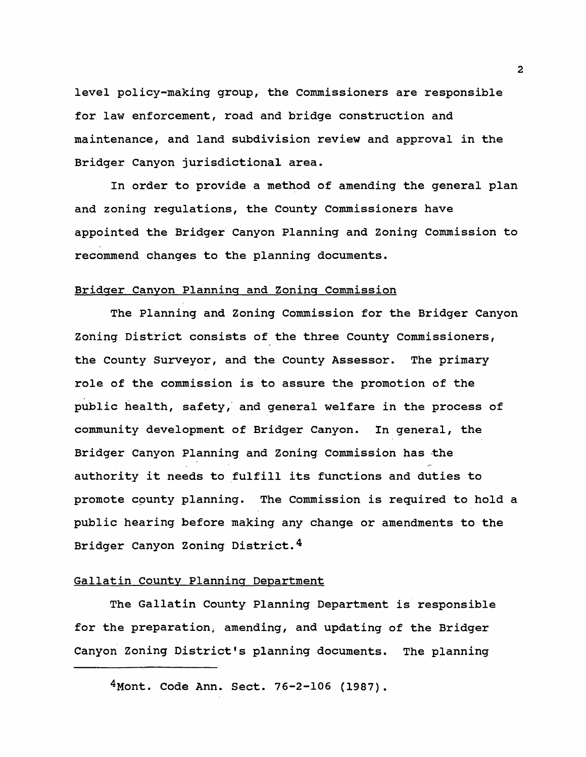level policy-making group, the Commissioners are responsible for law enforcement, road and bridge construction and maintenance, and land subdivision review and approval in the Bridger Canyon jurisdictional area.

In order to provide a method of amending the general plan and zoning regulations, the County Commissioners have appointed the Bridger Canyon Planning and Zoning Commission to recommend changes to the planning documents.

## Bridger Canyon Planning and Zoning Commission

The Planning and Zoning Commission for the Bridger Canyon Zoning District consists of the three County Commissioners, the County Surveyor, and the County Assessor. The primary role of the commission is to assure the promotion of the public health, safety, and general welfare in the process of community development of Bridger Canyon. In general, the Bridger Canyon Planning and Zoning Commission has the authority it needs to fulfill its functions and duties to promote county planning. The Commission is required to hold a public hearing before making any change or amendments to the Bridger Canyon Zoning District.[4]

## Gallatin County Planning Department

The Gallatin County Planning Department is responsible for the preparation, amending, and updating of the Bridger Canyon Zoning District's planning documents. The planning

---

[4]Mont. Code Ann. Sect. 76-2-106 (1987).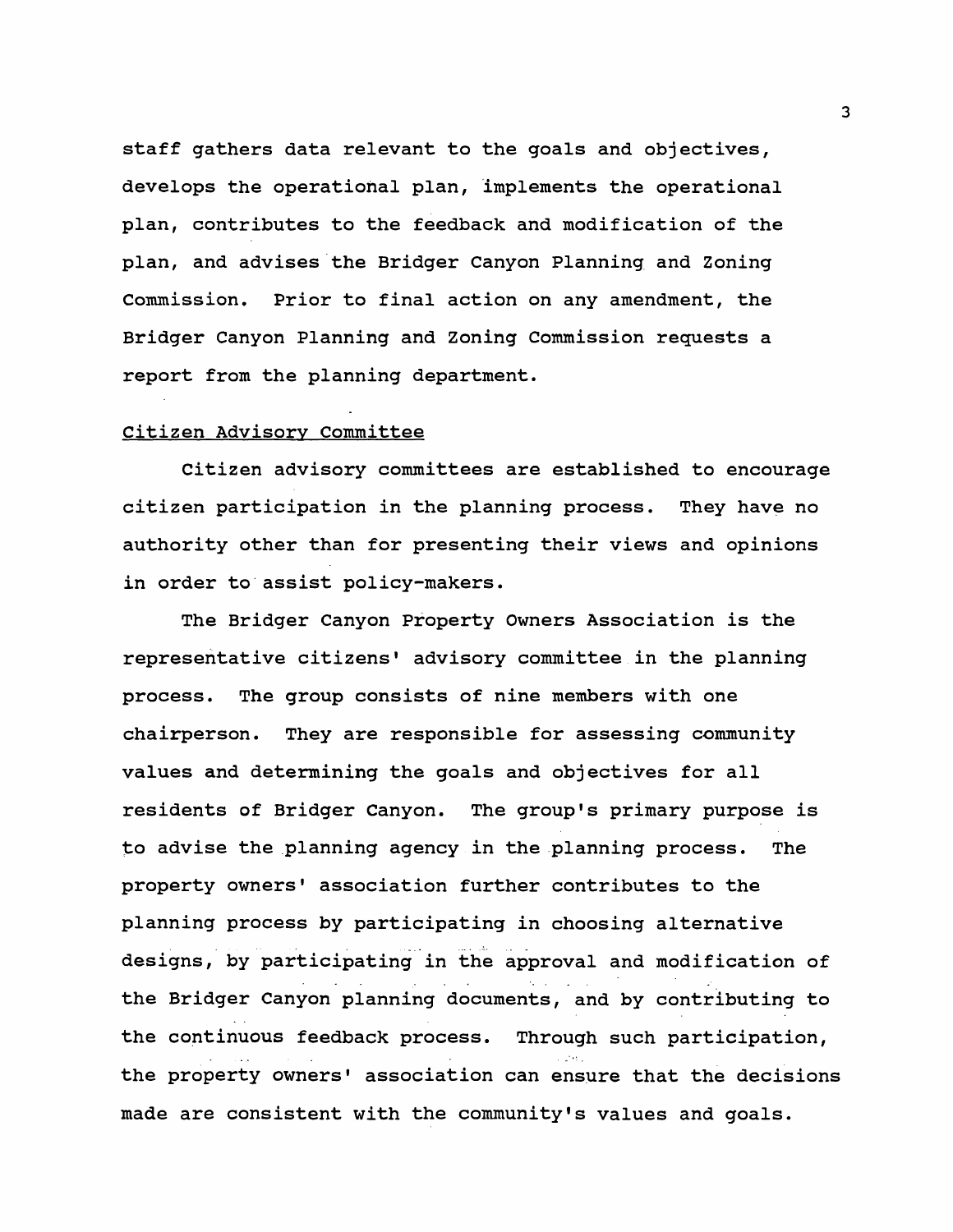staff gathers data relevant to the goals and objectives, develops the operational plan, implements the operational plan, contributes to the feedback and modification of the plan, and advises the Bridger Canyon Planning and Zoning Commission. Prior to final action on any amendment, the Bridger Canyon Planning and Zoning Commission requests a report from the planning department.

### Citizen Advisory Committee

Citizen advisory committees are established to encourage citizen participation in the planning process. They have no authority other than for presenting their views and opinions in order to assist policy-makers.

The Bridger Canyon Property Owners Association is the representative citizens' advisory committee in the planning process. The group consists of nine members with one chairperson. They are responsible for assessing community values and determining the goals and objectives for all residents of Bridger Canyon. The group's primary purpose is to advise the planning agency in the planning process. The property owners' association further contributes to the planning process by participating in choosing alternative designs, by participating in the approval and modification of the Bridger Canyon planning documents, and by contributing to the continuous feedback process. Through such participation, the property owners' association can ensure that the decisions made are consistent with the community's values and goals.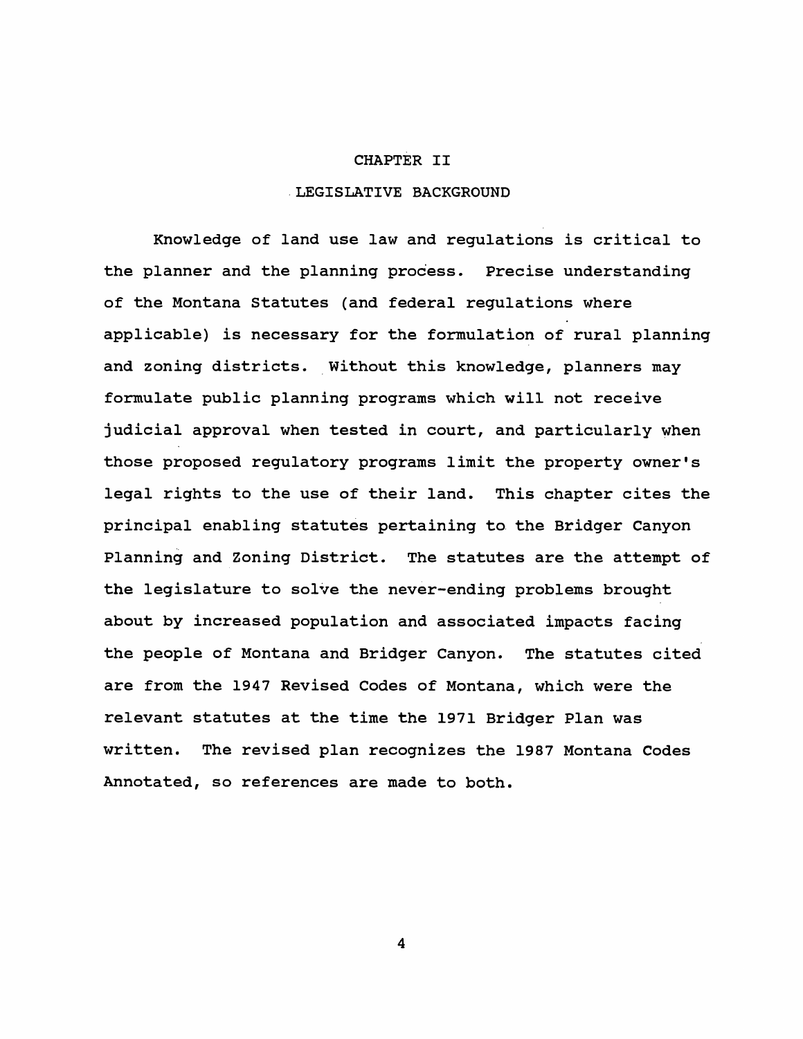# CHAPTER II

## LEGISLATIVE BACKGROUND

Knowledge of land use law and regulations is critical to the planner and the planning process. Precise understanding of the Montana Statutes (and federal regulations where applicable) is necessary for the formulation of rural planning and zoning districts. Without this knowledge, planners may formulate public planning programs which will not receive judicial approval when tested in court, and particularly when those proposed regulatory programs limit the property owner's legal rights to the use of their land. This chapter cites the principal enabling statutes pertaining to the Bridger Canyon Planning and Zoning District. The statutes are the attempt of the legislature to solve the never-ending problems brought about by increased population and associated impacts facing the people of Montana and Bridger Canyon. The statutes cited are from the 1947 Revised Codes of Montana, which were the relevant statutes at the time the 1971 Bridger Plan was written. The revised plan recognizes the 1987 Montana Codes Annotated, so references are made to both.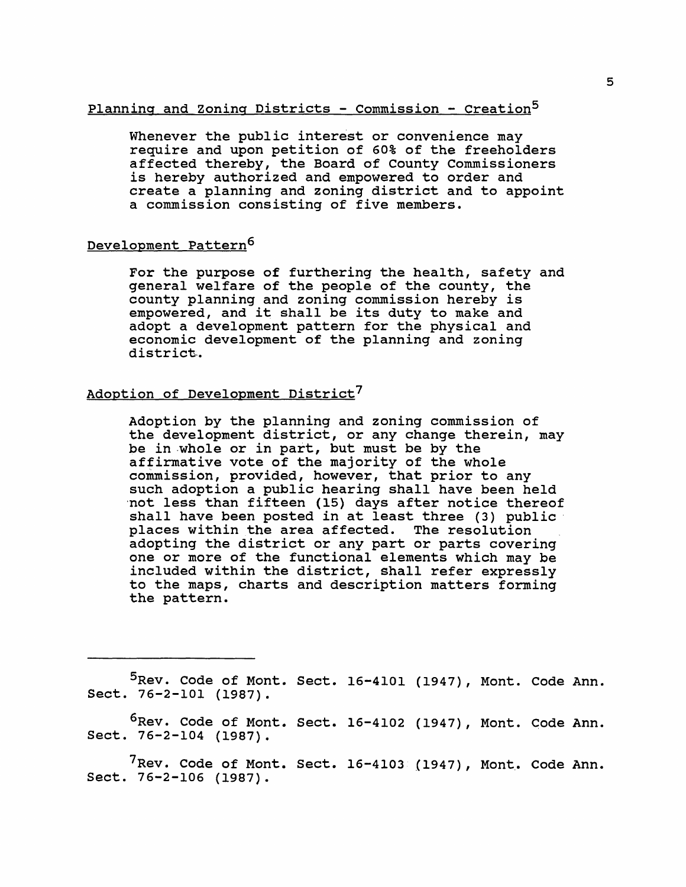Planning and Zoning Districts - Commission - Creation[5]

Whenever the public interest or convenience may require and upon petition of 60% of the freeholders affected thereby, the Board of County Commissioners is hereby authorized and empowered to order and create a planning and zoning district and to appoint a commission consisting of five members.

Development Pattern[6]

For the purpose of furthering the health, safety and general welfare of the people of the county, the county planning and zoning commission hereby is empowered, and it shall be its duty to make and adopt a development pattern for the physical and economic development of the planning and zoning district.

Adoption of Development District[7]

Adoption by the planning and zoning commission of the development district, or any change therein, may be in whole or in part, but must be by the affirmative vote of the majority of the whole commission, provided, however, that prior to any such adoption a public hearing shall have been held not less than fifteen (15) days after notice thereof shall have been posted in at least three (3) public places within the area affected. The resolution adopting the district or any part or parts covering one or more of the functional elements which may be included within the district, shall refer expressly to the maps, charts and description matters forming the pattern.

---

[5] Rev. Code of Mont. Sect. 16-4101 (1947), Mont. Code Ann. Sect. 76-2-101 (1987).

[6] Rev. Code of Mont. Sect. 16-4102 (1947), Mont. Code Ann. Sect. 76-2-104 (1987).

[7] Rev. Code of Mont. Sect. 16-4103 (1947), Mont. Code Ann. Sect. 76-2-106 (1987).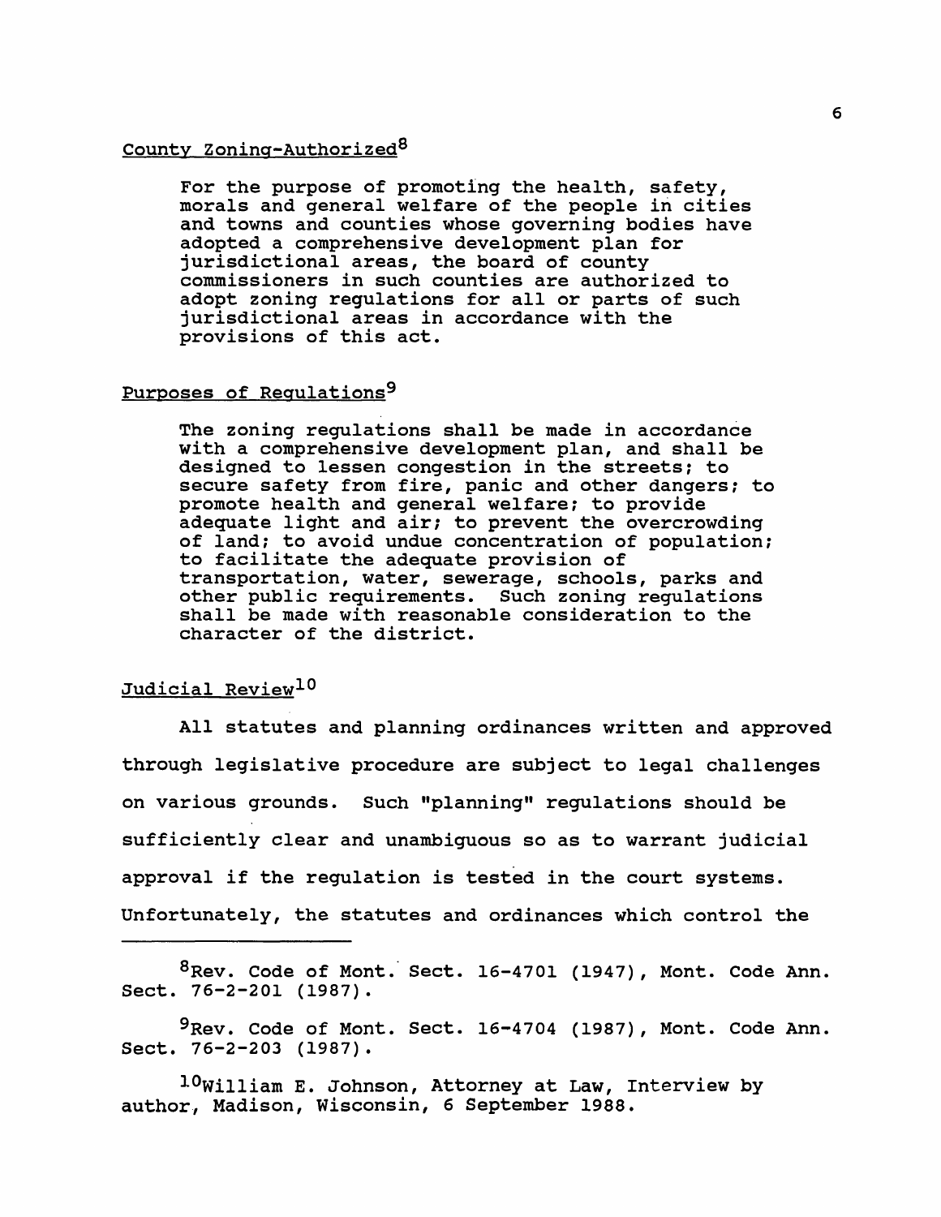County Zoning-Authorized[8]

> For the purpose of promoting the health, safety, morals and general welfare of the people in cities and towns and counties whose governing bodies have adopted a comprehensive development plan for jurisdictional areas, the board of county commissioners in such counties are authorized to adopt zoning regulations for all or parts of such jurisdictional areas in accordance with the provisions of this act.

Purposes of Regulations[9]

> The zoning regulations shall be made in accordance with a comprehensive development plan, and shall be designed to lessen congestion in the streets; to secure safety from fire, panic and other dangers; to promote health and general welfare; to provide adequate light and air; to prevent the overcrowding of land; to avoid undue concentration of population; to facilitate the adequate provision of transportation, water, sewerage, schools, parks and other public requirements. Such zoning regulations shall be made with reasonable consideration to the character of the district.

Judicial Review[10]

All statutes and planning ordinances written and approved through legislative procedure are subject to legal challenges on various grounds. Such "planning" regulations should be sufficiently clear and unambiguous so as to warrant judicial approval if the regulation is tested in the court systems. Unfortunately, the statutes and ordinances which control the

---

[8]Rev. Code of Mont. Sect. 16-4701 (1947), Mont. Code Ann. Sect. 76-2-201 (1987).

[9]Rev. Code of Mont. Sect. 16-4704 (1987), Mont. Code Ann. Sect. 76-2-203 (1987).

[10]William E. Johnson, Attorney at Law, Interview by author, Madison, Wisconsin, 6 September 1988.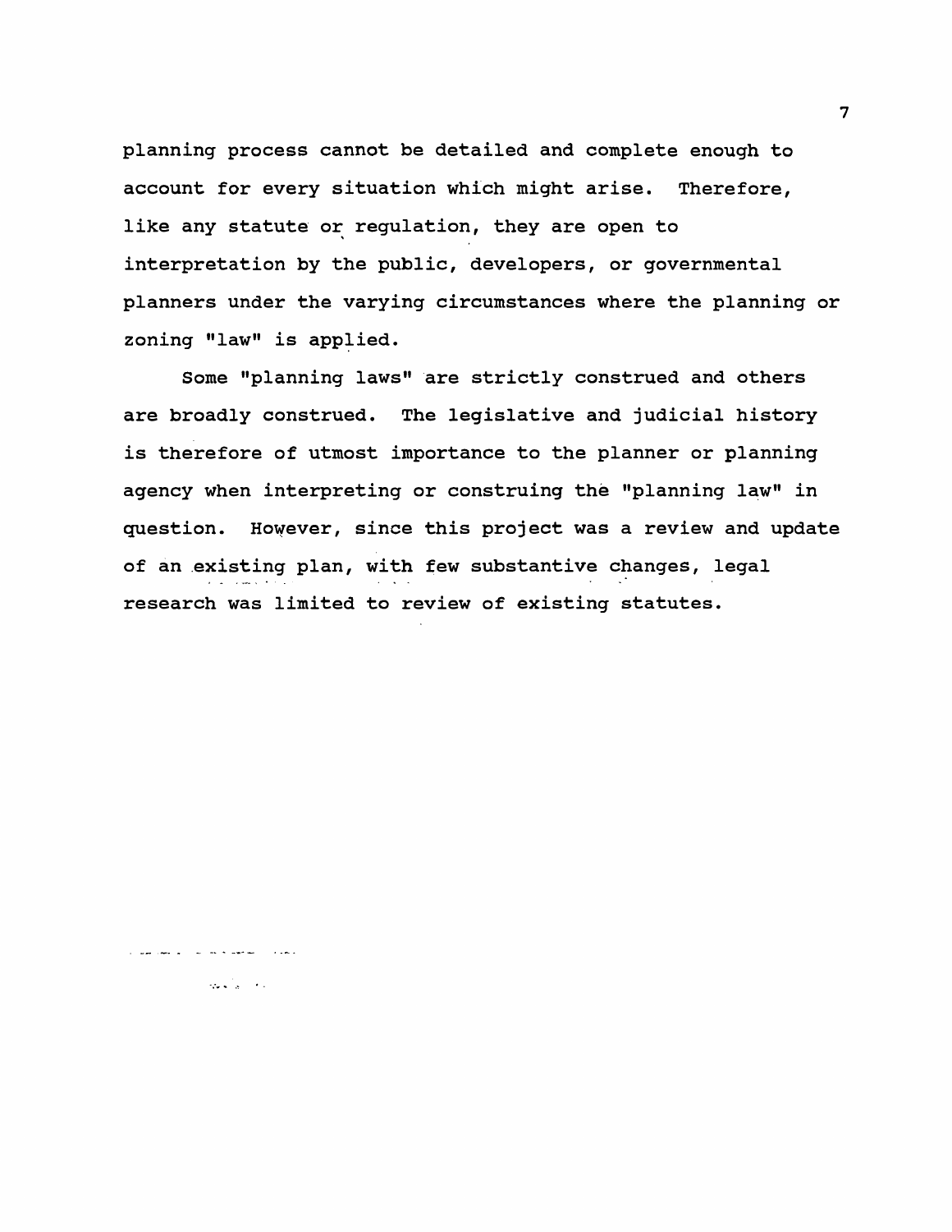planning process cannot be detailed and complete enough to account for every situation which might arise. Therefore, like any statute or regulation, they are open to interpretation by the public, developers, or governmental planners under the varying circumstances where the planning or zoning "law" is applied.

Some "planning laws" are strictly construed and others are broadly construed. The legislative and judicial history is therefore of utmost importance to the planner or planning agency when interpreting or construing the "planning law" in question. However, since this project was a review and update of an existing plan, with few substantive changes, legal research was limited to review of existing statutes.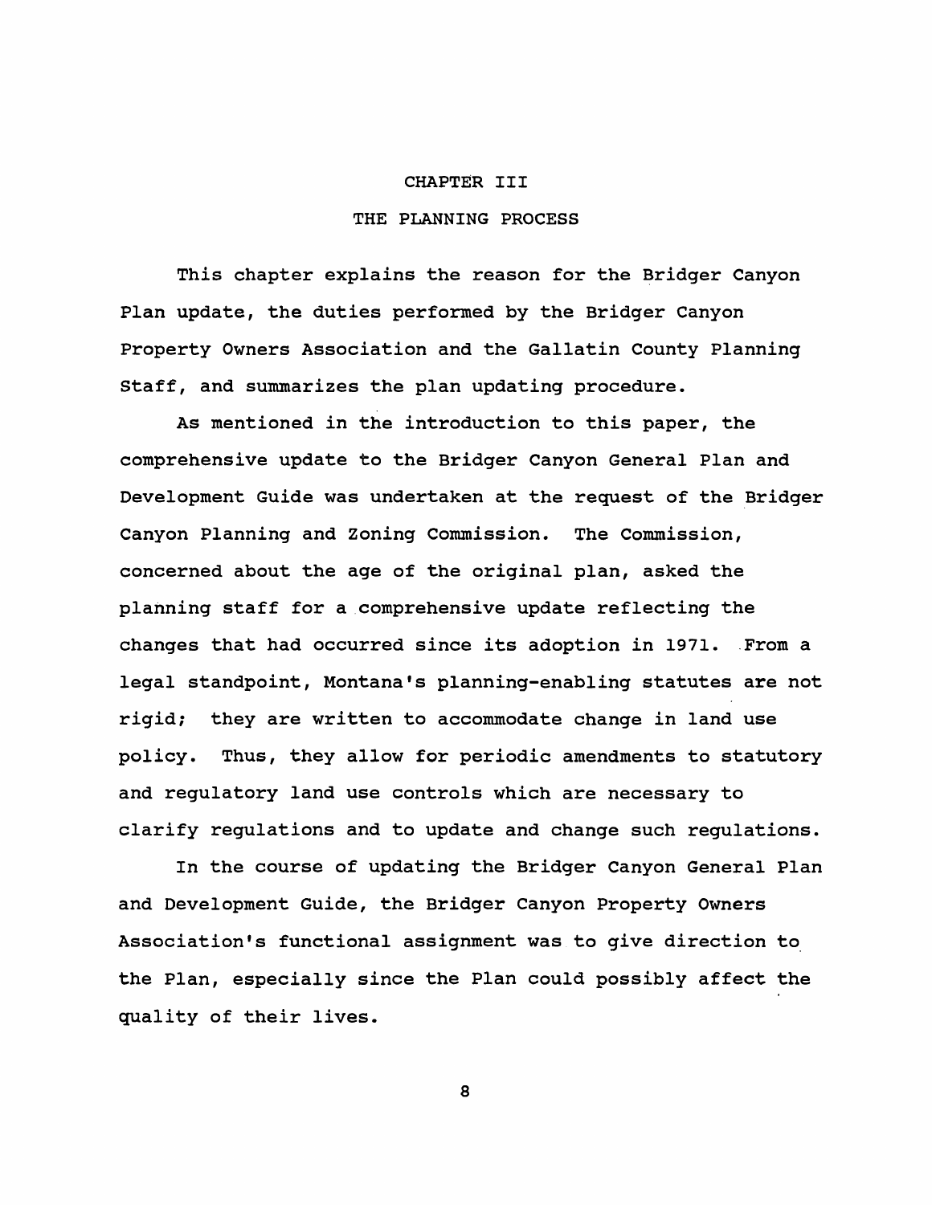# CHAPTER III

## THE PLANNING PROCESS

This chapter explains the reason for the Bridger Canyon Plan update, the duties performed by the Bridger Canyon Property Owners Association and the Gallatin County Planning Staff, and summarizes the plan updating procedure.

As mentioned in the introduction to this paper, the comprehensive update to the Bridger Canyon General Plan and Development Guide was undertaken at the request of the Bridger Canyon Planning and Zoning Commission. The Commission, concerned about the age of the original plan, asked the planning staff for a comprehensive update reflecting the changes that had occurred since its adoption in 1971. From a legal standpoint, Montana's planning-enabling statutes are not rigid; they are written to accommodate change in land use policy. Thus, they allow for periodic amendments to statutory and regulatory land use controls which are necessary to clarify regulations and to update and change such regulations.

In the course of updating the Bridger Canyon General Plan and Development Guide, the Bridger Canyon Property Owners Association's functional assignment was to give direction to the Plan, especially since the Plan could possibly affect the quality of their lives.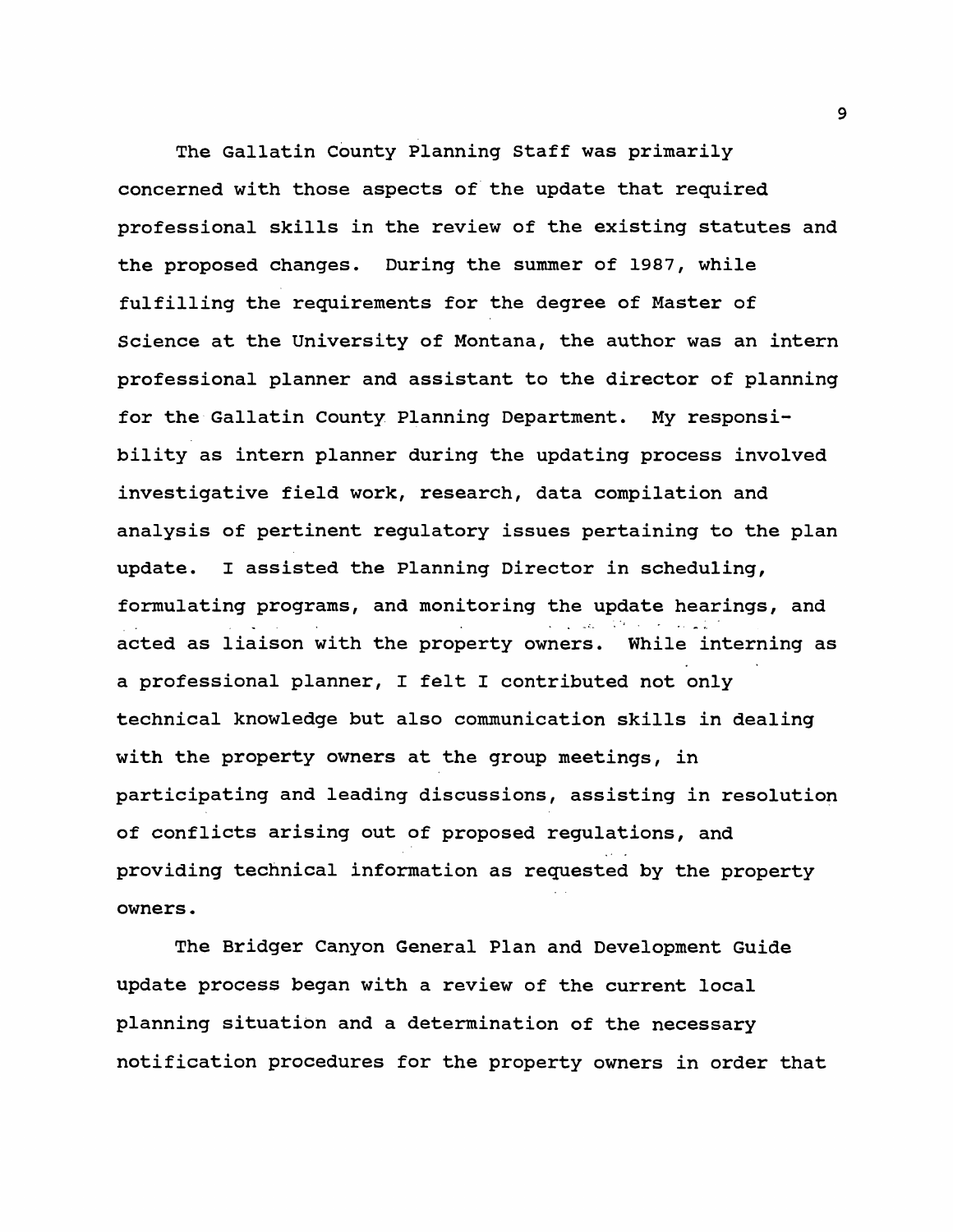The Gallatin County Planning Staff was primarily concerned with those aspects of the update that required professional skills in the review of the existing statutes and the proposed changes. During the summer of 1987, while fulfilling the requirements for the degree of Master of Science at the University of Montana, the author was an intern professional planner and assistant to the director of planning for the Gallatin County Planning Department. My responsibility as intern planner during the updating process involved investigative field work, research, data compilation and analysis of pertinent regulatory issues pertaining to the plan update. I assisted the Planning Director in scheduling, formulating programs, and monitoring the update hearings, and acted as liaison with the property owners. While interning as a professional planner, I felt I contributed not only technical knowledge but also communication skills in dealing with the property owners at the group meetings, in participating and leading discussions, assisting in resolution of conflicts arising out of proposed regulations, and providing technical information as requested by the property owners.

The Bridger Canyon General Plan and Development Guide update process began with a review of the current local planning situation and a determination of the necessary notification procedures for the property owners in order that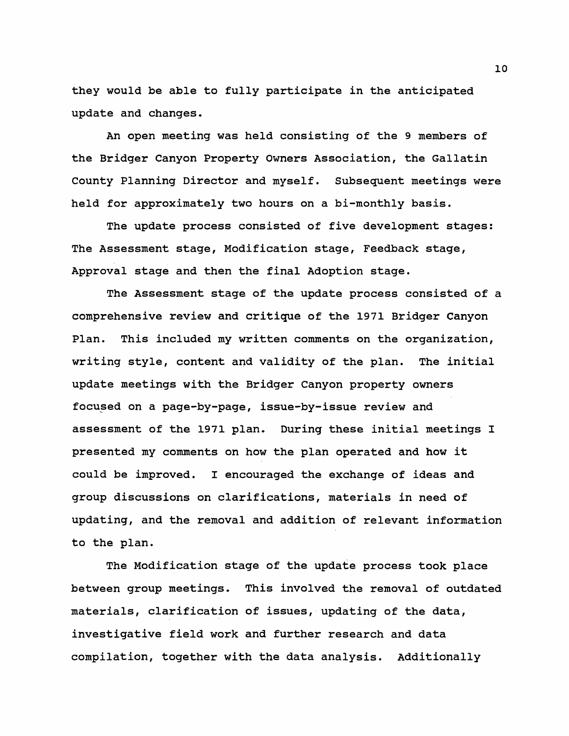they would be able to fully participate in the anticipated update and changes.

An open meeting was held consisting of the 9 members of the Bridger Canyon Property Owners Association, the Gallatin County Planning Director and myself. Subsequent meetings were held for approximately two hours on a bi-monthly basis.

The update process consisted of five development stages: The Assessment stage, Modification stage, Feedback stage, Approval stage and then the final Adoption stage.

The Assessment stage of the update process consisted of a comprehensive review and critique of the 1971 Bridger Canyon Plan. This included my written comments on the organization, writing style, content and validity of the plan. The initial update meetings with the Bridger Canyon property owners focused on a page-by-page, issue-by-issue review and assessment of the 1971 plan. During these initial meetings I presented my comments on how the plan operated and how it could be improved. I encouraged the exchange of ideas and group discussions on clarifications, materials in need of updating, and the removal and addition of relevant information to the plan.

The Modification stage of the update process took place between group meetings. This involved the removal of outdated materials, clarification of issues, updating of the data, investigative field work and further research and data compilation, together with the data analysis. Additionally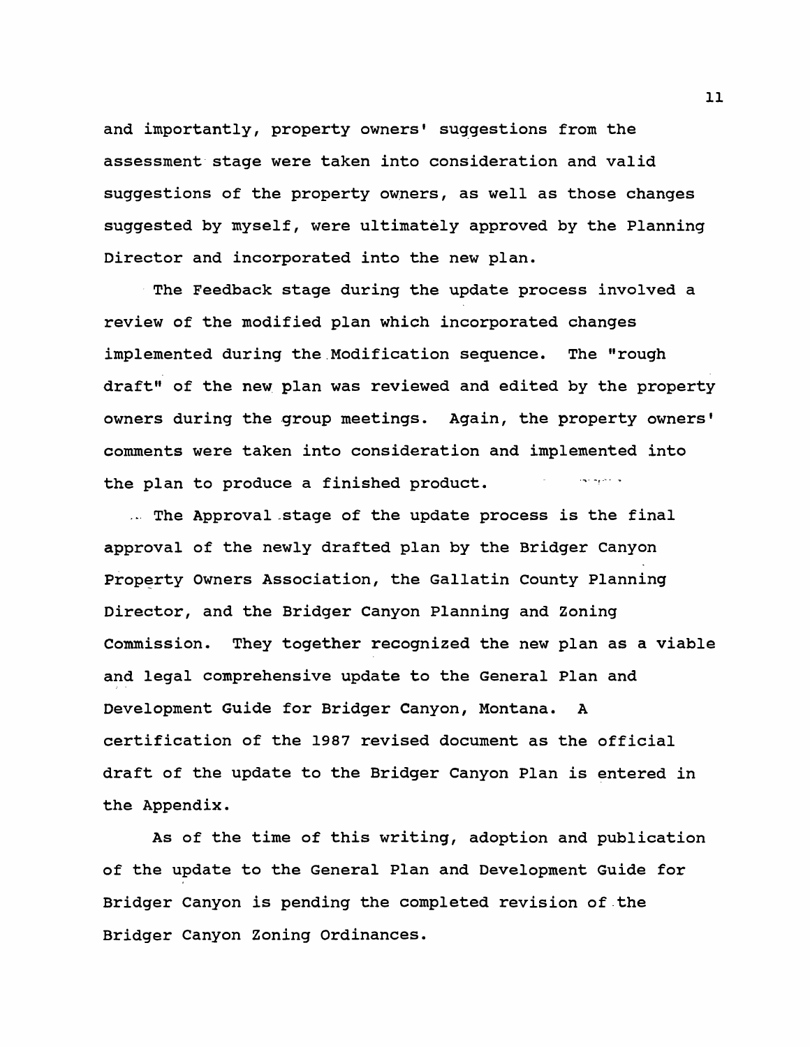and importantly, property owners' suggestions from the assessment stage were taken into consideration and valid suggestions of the property owners, as well as those changes suggested by myself, were ultimately approved by the Planning Director and incorporated into the new plan.

The Feedback stage during the update process involved a review of the modified plan which incorporated changes implemented during the Modification sequence. The "rough draft" of the new plan was reviewed and edited by the property owners during the group meetings. Again, the property owners' comments were taken into consideration and implemented into the plan to produce a finished product.

The Approval stage of the update process is the final approval of the newly drafted plan by the Bridger Canyon Property Owners Association, the Gallatin County Planning Director, and the Bridger Canyon Planning and Zoning Commission. They together recognized the new plan as a viable and legal comprehensive update to the General Plan and Development Guide for Bridger Canyon, Montana. A certification of the 1987 revised document as the official draft of the update to the Bridger Canyon Plan is entered in the Appendix.

As of the time of this writing, adoption and publication of the update to the General Plan and Development Guide for Bridger Canyon is pending the completed revision of the Bridger Canyon Zoning Ordinances.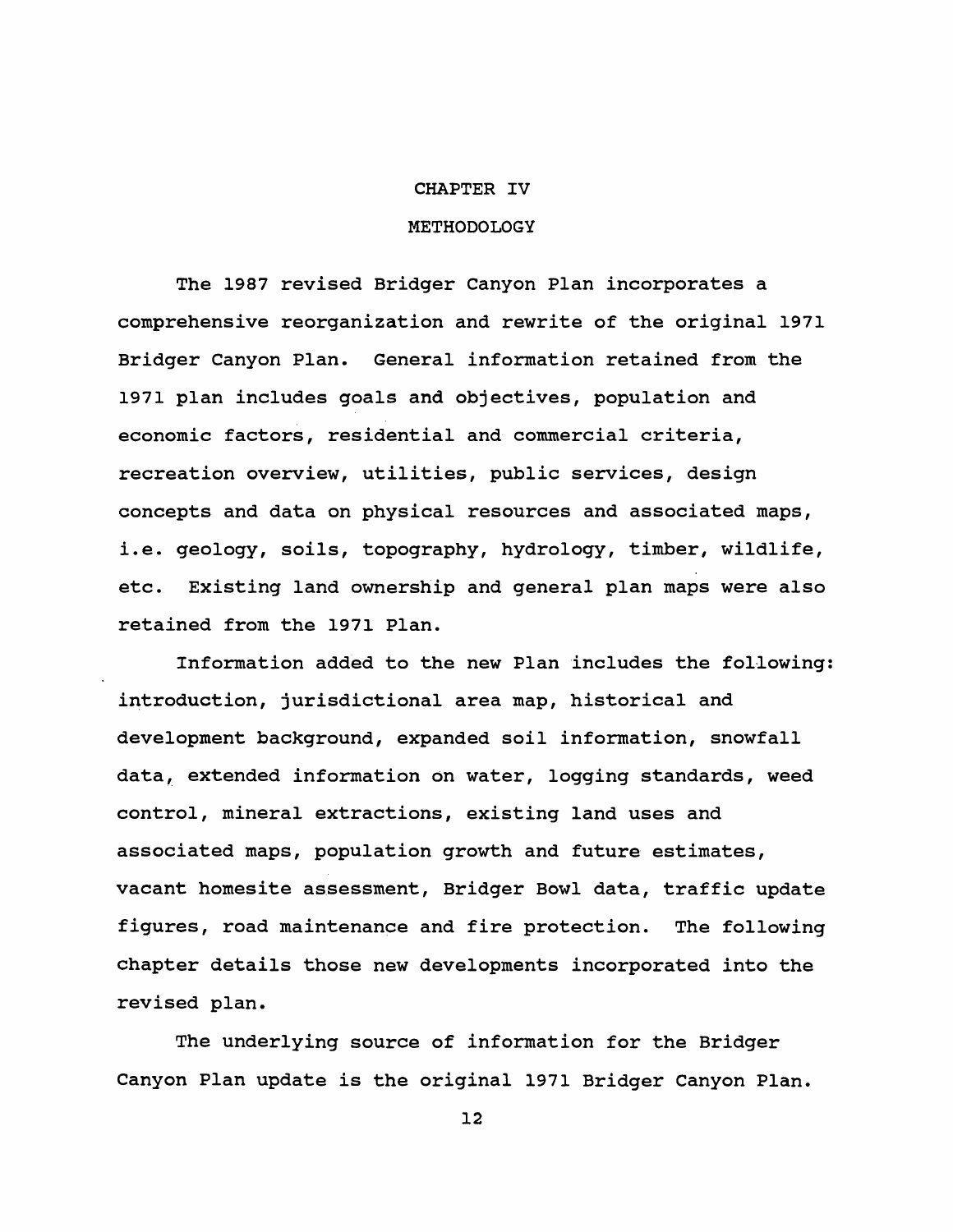# CHAPTER IV

## METHODOLOGY

The 1987 revised Bridger Canyon Plan incorporates a comprehensive reorganization and rewrite of the original 1971 Bridger Canyon Plan. General information retained from the 1971 plan includes goals and objectives, population and economic factors, residential and commercial criteria, recreation overview, utilities, public services, design concepts and data on physical resources and associated maps, i.e. geology, soils, topography, hydrology, timber, wildlife, etc. Existing land ownership and general plan maps were also retained from the 1971 Plan.

Information added to the new Plan includes the following: introduction, jurisdictional area map, historical and development background, expanded soil information, snowfall data, extended information on water, logging standards, weed control, mineral extractions, existing land uses and associated maps, population growth and future estimates, vacant homesite assessment, Bridger Bowl data, traffic update figures, road maintenance and fire protection. The following chapter details those new developments incorporated into the revised plan.

The underlying source of information for the Bridger Canyon Plan update is the original 1971 Bridger Canyon Plan.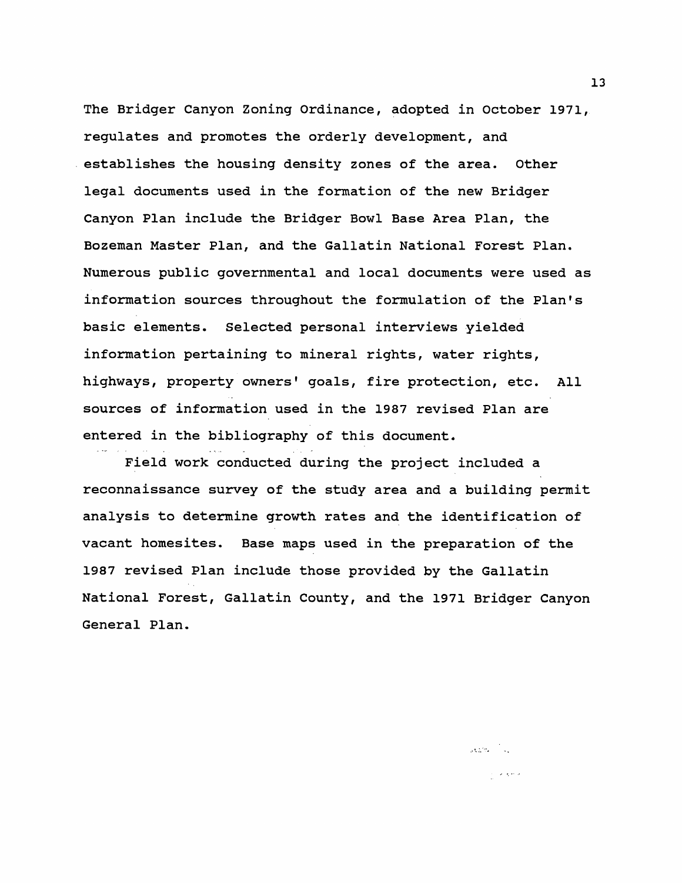The Bridger Canyon Zoning Ordinance, adopted in October 1971, regulates and promotes the orderly development, and establishes the housing density zones of the area. Other legal documents used in the formation of the new Bridger Canyon Plan include the Bridger Bowl Base Area Plan, the Bozeman Master Plan, and the Gallatin National Forest Plan. Numerous public governmental and local documents were used as information sources throughout the formulation of the Plan's basic elements. Selected personal interviews yielded information pertaining to mineral rights, water rights, highways, property owners' goals, fire protection, etc. All sources of information used in the 1987 revised Plan are entered in the bibliography of this document.

Field work conducted during the project included a reconnaissance survey of the study area and a building permit analysis to determine growth rates and the identification of vacant homesites. Base maps used in the preparation of the 1987 revised Plan include those provided by the Gallatin National Forest, Gallatin County, and the 1971 Bridger Canyon General Plan.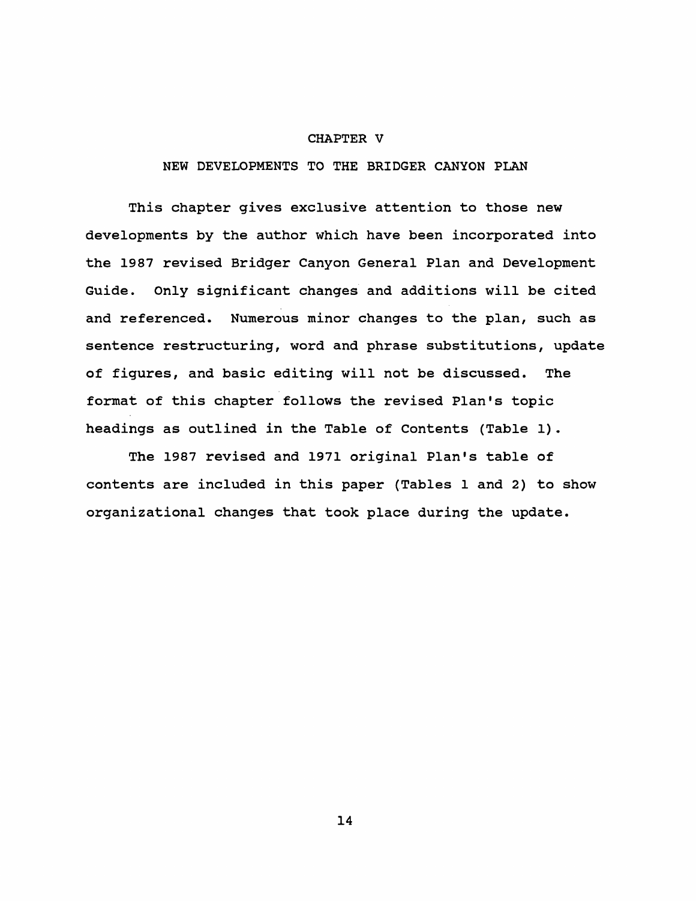# CHAPTER V

## NEW DEVELOPMENTS TO THE BRIDGER CANYON PLAN

This chapter gives exclusive attention to those new developments by the author which have been incorporated into the 1987 revised Bridger Canyon General Plan and Development Guide. Only significant changes and additions will be cited and referenced. Numerous minor changes to the plan, such as sentence restructuring, word and phrase substitutions, update of figures, and basic editing will not be discussed. The format of this chapter follows the revised Plan's topic headings as outlined in the Table of Contents (Table 1).

The 1987 revised and 1971 original Plan's table of contents are included in this paper (Tables 1 and 2) to show organizational changes that took place during the update.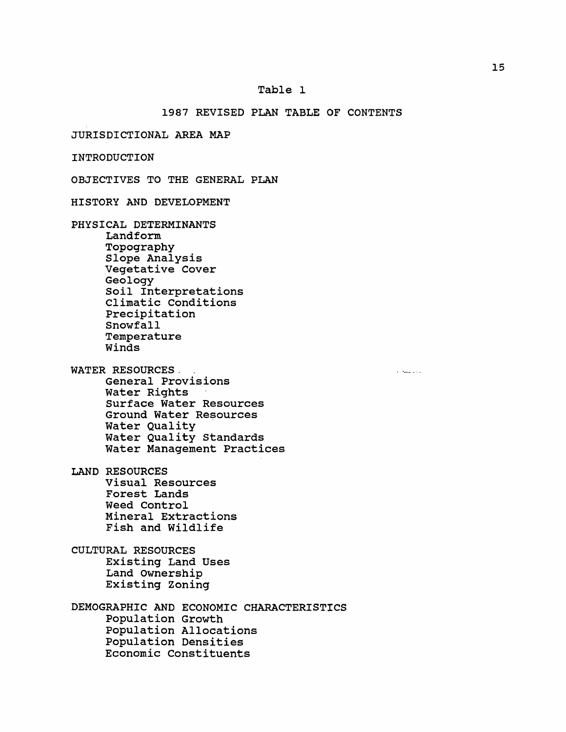Table 1

## 1987 REVISED PLAN TABLE OF CONTENTS

JURISDICTIONAL AREA MAP

INTRODUCTION

OBJECTIVES TO THE GENERAL PLAN

HISTORY AND DEVELOPMENT

PHYSICAL DETERMINANTS
- Landform
- Topography
- Slope Analysis
- Vegetative Cover
- Geology
- Soil Interpretations
- Climatic Conditions
- Precipitation
- Snowfall
- Temperature
- Winds

WATER RESOURCES
- General Provisions
- Water Rights
- Surface Water Resources
- Ground Water Resources
- Water Quality
- Water Quality Standards
- Water Management Practices

LAND RESOURCES
- Visual Resources
- Forest Lands
- Weed Control
- Mineral Extractions
- Fish and Wildlife

CULTURAL RESOURCES
- Existing Land Uses
- Land Ownership
- Existing Zoning

DEMOGRAPHIC AND ECONOMIC CHARACTERISTICS
- Population Growth
- Population Allocations
- Population Densities
- Economic Constituents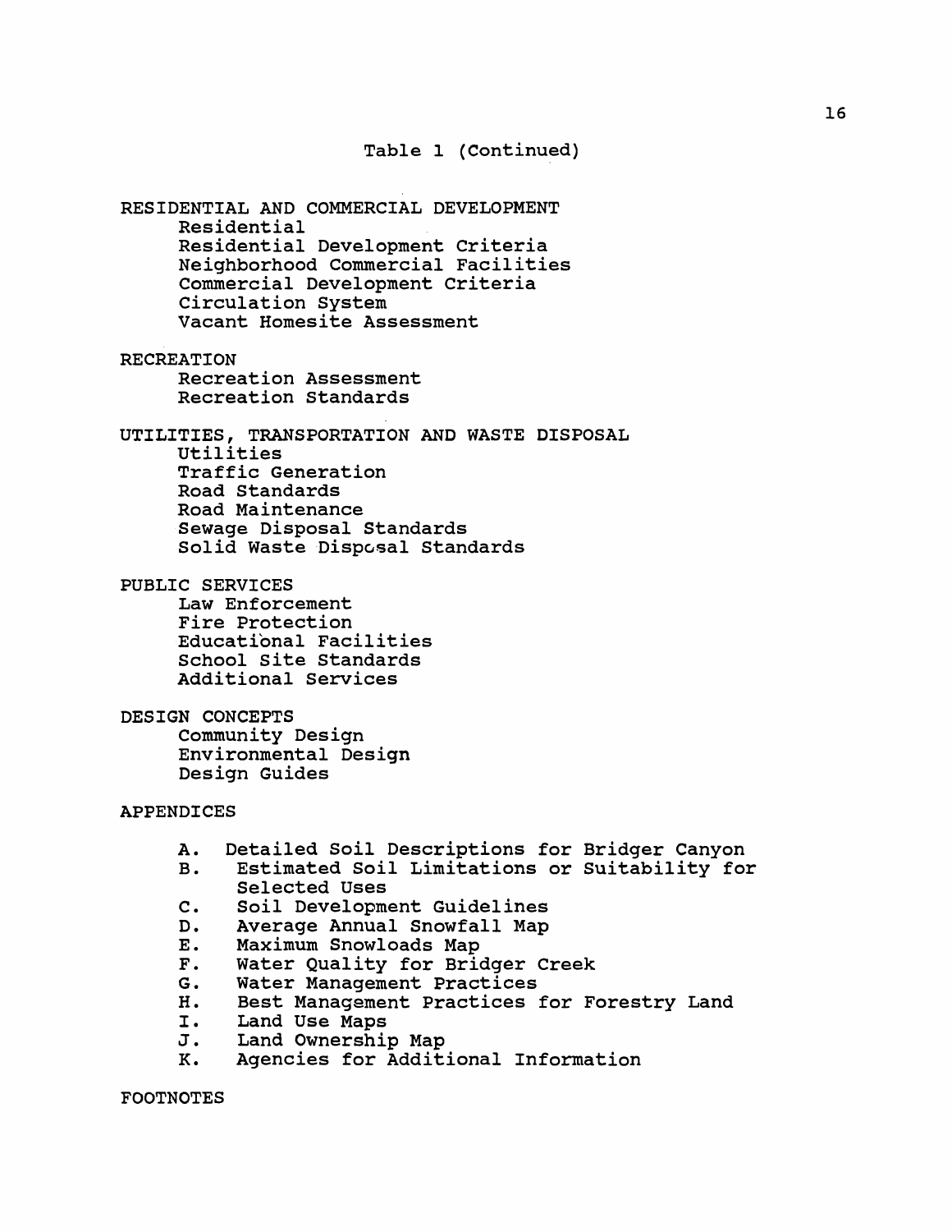Table 1 (Continued)

RESIDENTIAL AND COMMERCIAL DEVELOPMENT
- Residential
- Residential Development Criteria
- Neighborhood Commercial Facilities
- Commercial Development Criteria
- Circulation System
- Vacant Homesite Assessment

RECREATION
- Recreation Assessment
- Recreation Standards

UTILITIES, TRANSPORTATION AND WASTE DISPOSAL
- Utilities
- Traffic Generation
- Road Standards
- Road Maintenance
- Sewage Disposal Standards
- Solid Waste Disposal Standards

PUBLIC SERVICES
- Law Enforcement
- Fire Protection
- Educational Facilities
- School Site Standards
- Additional Services

DESIGN CONCEPTS
- Community Design
- Environmental Design
- Design Guides

APPENDICES

- A. Detailed Soil Descriptions for Bridger Canyon
- B. Estimated Soil Limitations or Suitability for Selected Uses
- C. Soil Development Guidelines
- D. Average Annual Snowfall Map
- E. Maximum Snowloads Map
- F. Water Quality for Bridger Creek
- G. Water Management Practices
- H. Best Management Practices for Forestry Land
- I. Land Use Maps
- J. Land Ownership Map
- K. Agencies for Additional Information

FOOTNOTES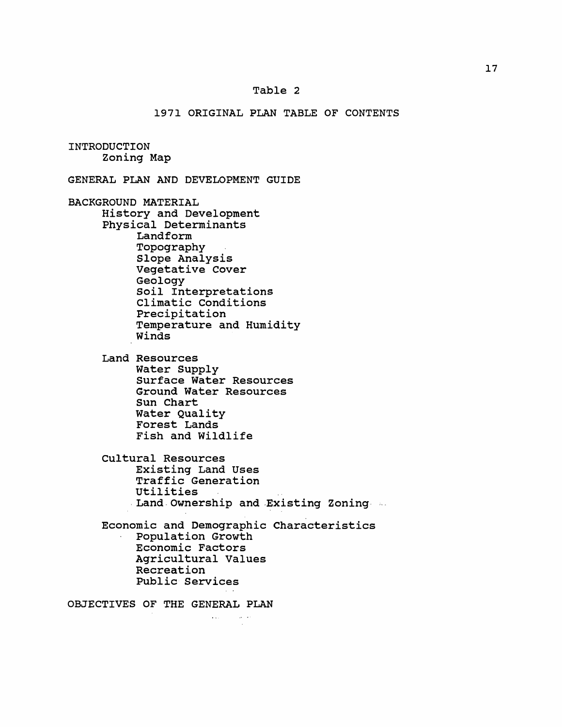Table 2

1971 ORIGINAL PLAN TABLE OF CONTENTS

INTRODUCTION
- Zoning Map

GENERAL PLAN AND DEVELOPMENT GUIDE

BACKGROUND MATERIAL
- History and Development
- Physical Determinants
  - Landform
  - Topography
  - Slope Analysis
  - Vegetative Cover
  - Geology
  - Soil Interpretations
  - Climatic Conditions
  - Precipitation
  - Temperature and Humidity
  - Winds
- Land Resources
  - Water Supply
  - Surface Water Resources
  - Ground Water Resources
  - Sun Chart
  - Water Quality
  - Forest Lands
  - Fish and Wildlife
- Cultural Resources
  - Existing Land Uses
  - Traffic Generation
  - Utilities
  - Land Ownership and Existing Zoning
- Economic and Demographic Characteristics
  - Population Growth
  - Economic Factors
  - Agricultural Values
  - Recreation
  - Public Services

OBJECTIVES OF THE GENERAL PLAN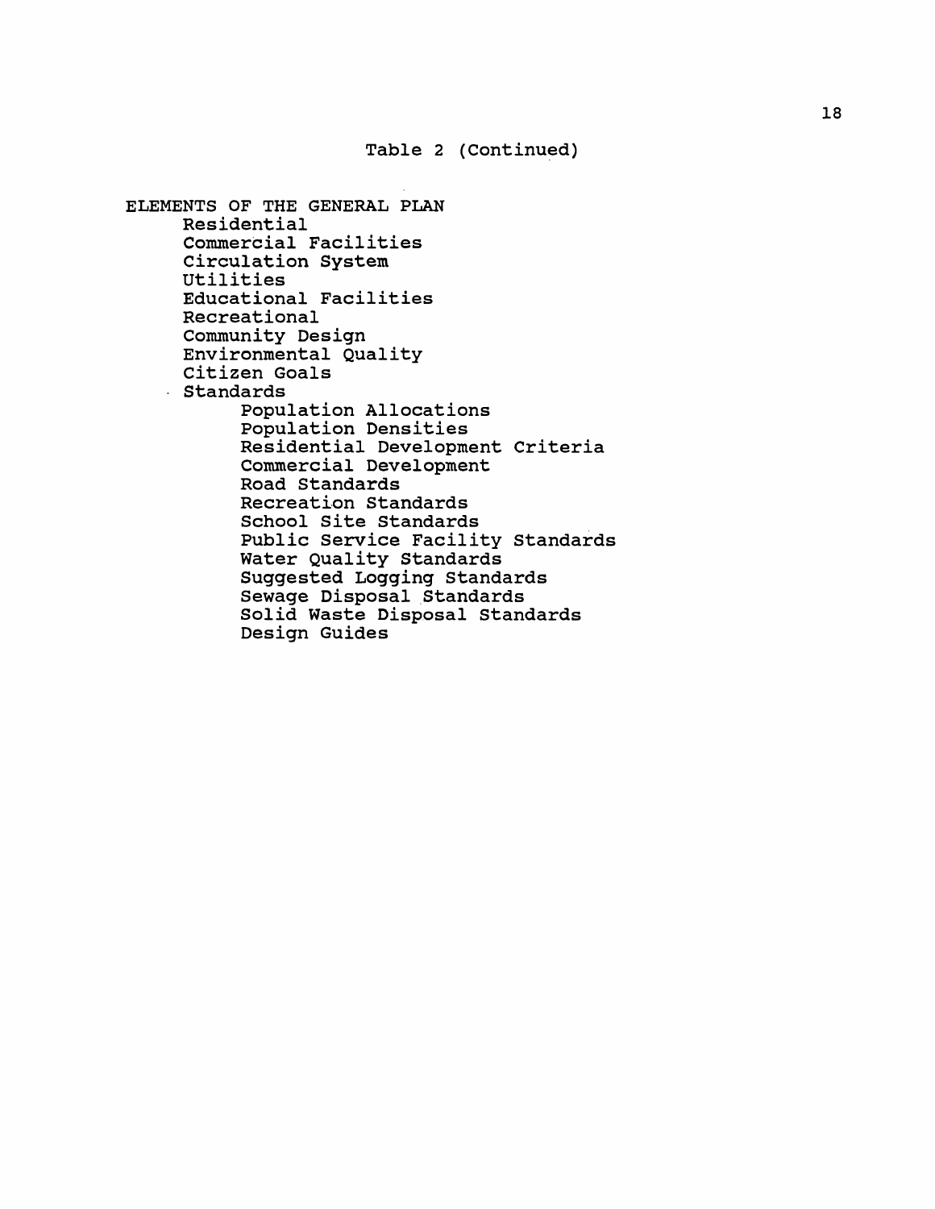Table 2 (Continued)

ELEMENTS OF THE GENERAL PLAN
- Residential
- Commercial Facilities
- Circulation System
- Utilities
- Educational Facilities
- Recreational
- Community Design
- Environmental Quality
- Citizen Goals
- Standards
    - Population Allocations
    - Population Densities
    - Residential Development Criteria
    - Commercial Development
    - Road Standards
    - Recreation Standards
    - School Site Standards
    - Public Service Facility Standards
    - Water Quality Standards
    - Suggested Logging Standards
    - Sewage Disposal Standards
    - Solid Waste Disposal Standards
    - Design Guides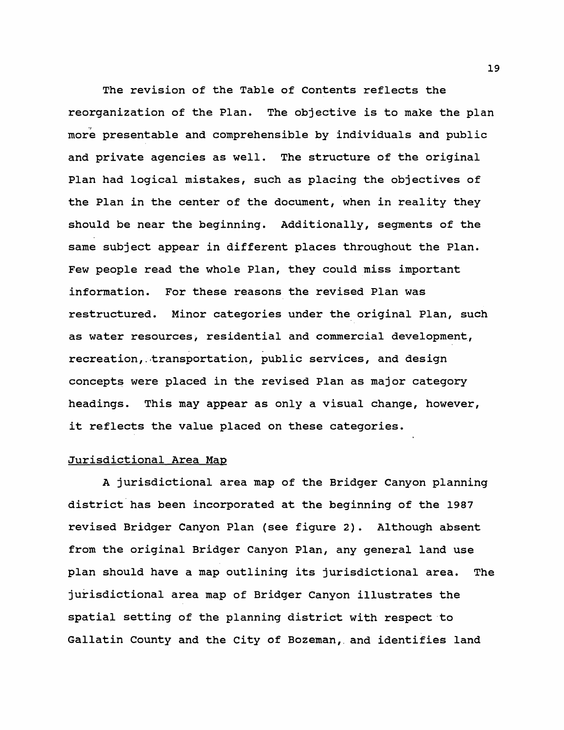The revision of the Table of Contents reflects the reorganization of the Plan. The objective is to make the plan more presentable and comprehensible by individuals and public and private agencies as well. The structure of the original Plan had logical mistakes, such as placing the objectives of the Plan in the center of the document, when in reality they should be near the beginning. Additionally, segments of the same subject appear in different places throughout the Plan. Few people read the whole Plan, they could miss important information. For these reasons the revised Plan was restructured. Minor categories under the original Plan, such as water resources, residential and commercial development, recreation, transportation, public services, and design concepts were placed in the revised Plan as major category headings. This may appear as only a visual change, however, it reflects the value placed on these categories.

## Jurisdictional Area Map

A jurisdictional area map of the Bridger Canyon planning district has been incorporated at the beginning of the 1987 revised Bridger Canyon Plan (see figure 2). Although absent from the original Bridger Canyon Plan, any general land use plan should have a map outlining its jurisdictional area. The jurisdictional area map of Bridger Canyon illustrates the spatial setting of the planning district with respect to Gallatin County and the City of Bozeman, and identifies land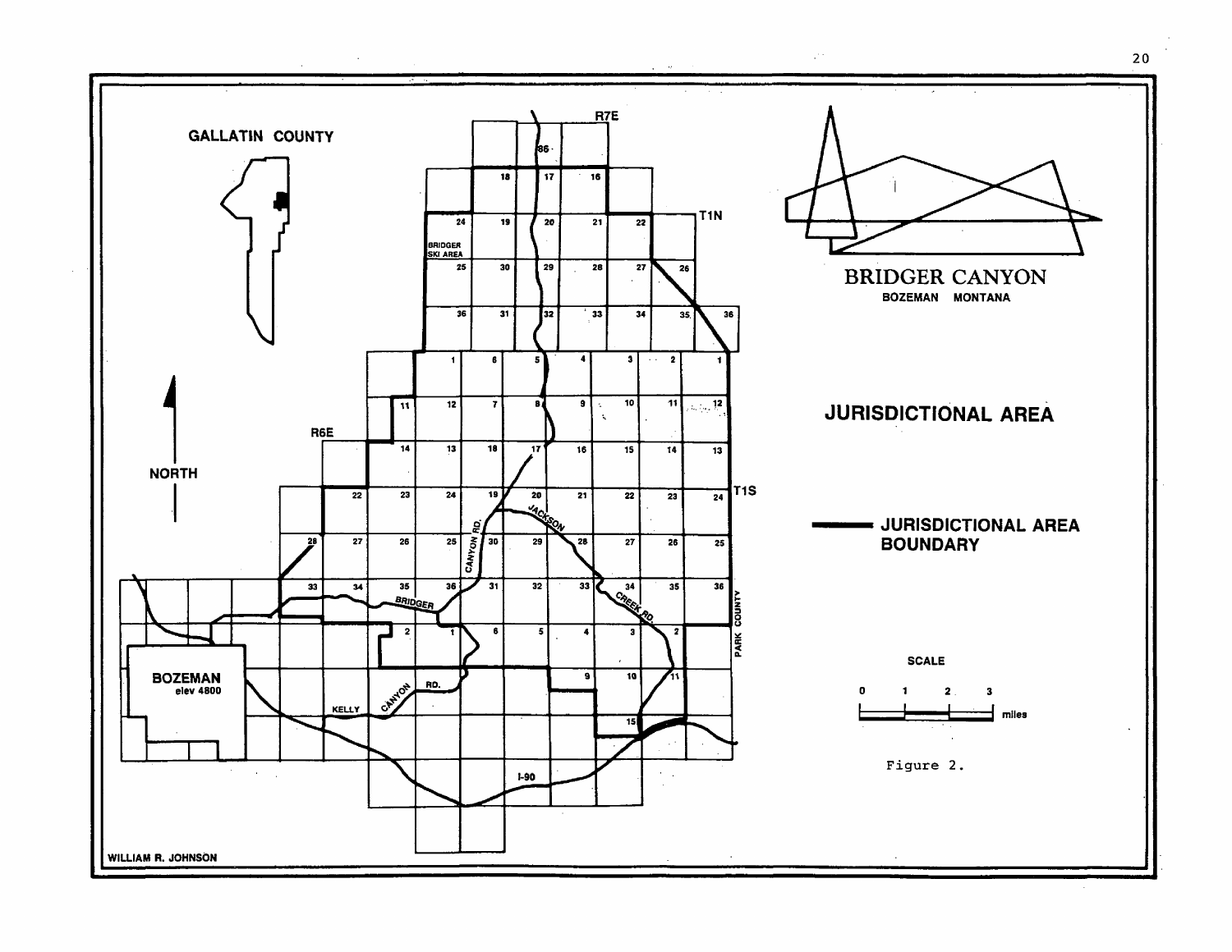GALLATIN COUNTY

NORTH

R6E

R7E

T1N

T1S

BRIDGER SKI AREA

BOZEMAN
elev 4800

BRIDGER CANYON
BOZEMAN MONTANA

JURISDICTIONAL AREA

JURISDICTIONAL AREA BOUNDARY

SCALE

0 1 2 3 miles

PARK COUNTY

WILLIAM R. JOHNSON

Figure 2.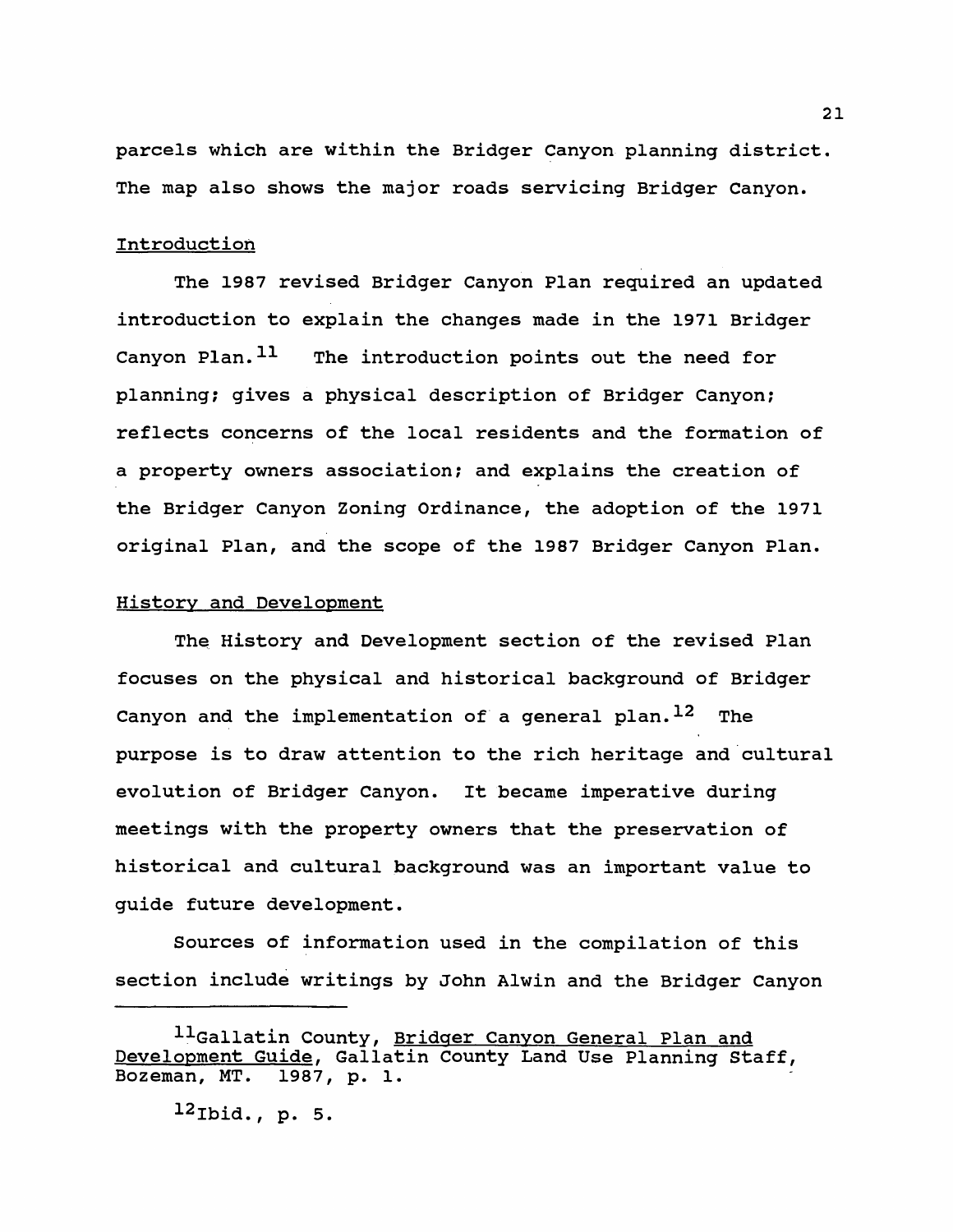parcels which are within the Bridger Canyon planning district. The map also shows the major roads servicing Bridger Canyon.

## Introduction

The 1987 revised Bridger Canyon Plan required an updated introduction to explain the changes made in the 1971 Bridger Canyon Plan.[11] The introduction points out the need for planning; gives a physical description of Bridger Canyon; reflects concerns of the local residents and the formation of a property owners association; and explains the creation of the Bridger Canyon Zoning Ordinance, the adoption of the 1971 original Plan, and the scope of the 1987 Bridger Canyon Plan.

## History and Development

The History and Development section of the revised Plan focuses on the physical and historical background of Bridger Canyon and the implementation of a general plan.[12] The purpose is to draw attention to the rich heritage and cultural evolution of Bridger Canyon. It became imperative during meetings with the property owners that the preservation of historical and cultural background was an important value to guide future development.

Sources of information used in the compilation of this section include writings by John Alwin and the Bridger Canyon

---

[11] Gallatin County, Bridger Canyon General Plan and Development Guide, Gallatin County Land Use Planning Staff, Bozeman, MT. 1987, p. 1.

[12] Ibid., p. 5.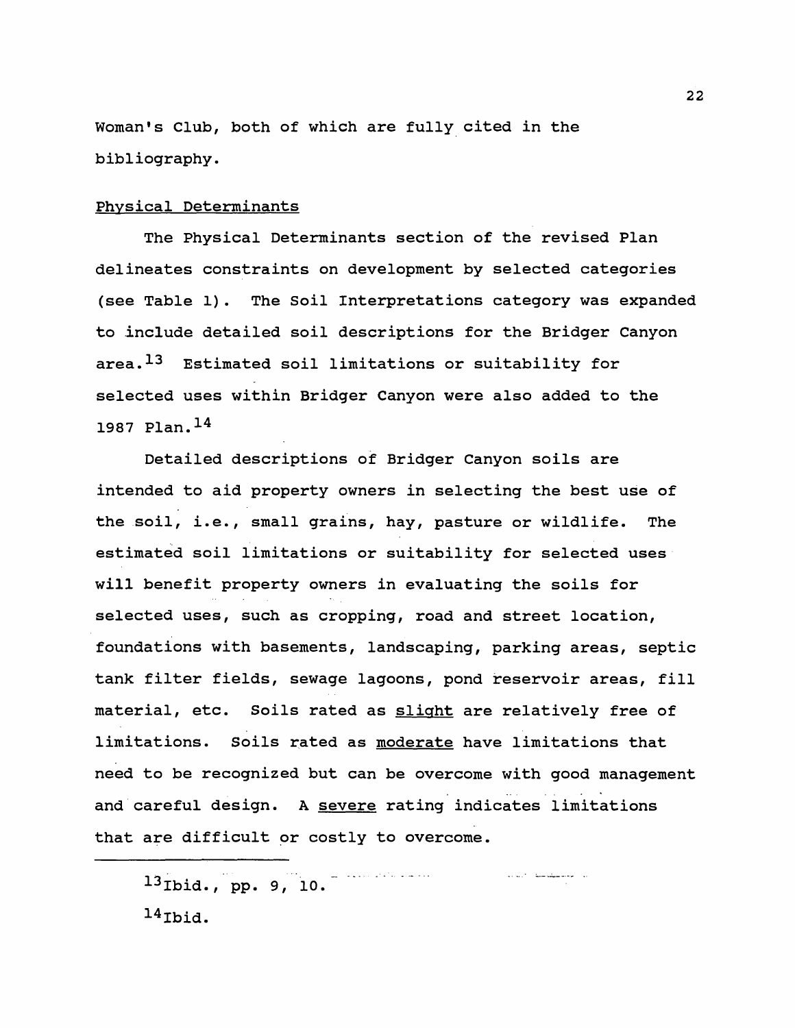Woman's Club, both of which are fully cited in the bibliography.

## Physical Determinants

The Physical Determinants section of the revised Plan delineates constraints on development by selected categories (see Table 1). The Soil Interpretations category was expanded to include detailed soil descriptions for the Bridger Canyon area.[13] Estimated soil limitations or suitability for selected uses within Bridger Canyon were also added to the 1987 Plan.[14]

Detailed descriptions of Bridger Canyon soils are intended to aid property owners in selecting the best use of the soil, i.e., small grains, hay, pasture or wildlife. The estimated soil limitations or suitability for selected uses will benefit property owners in evaluating the soils for selected uses, such as cropping, road and street location, foundations with basements, landscaping, parking areas, septic tank filter fields, sewage lagoons, pond reservoir areas, fill material, etc. Soils rated as slight are relatively free of limitations. Soils rated as moderate have limitations that need to be recognized but can be overcome with good management and careful design. A severe rating indicates limitations that are difficult or costly to overcome.

---

[13]Ibid., pp. 9, 10.

[14]Ibid.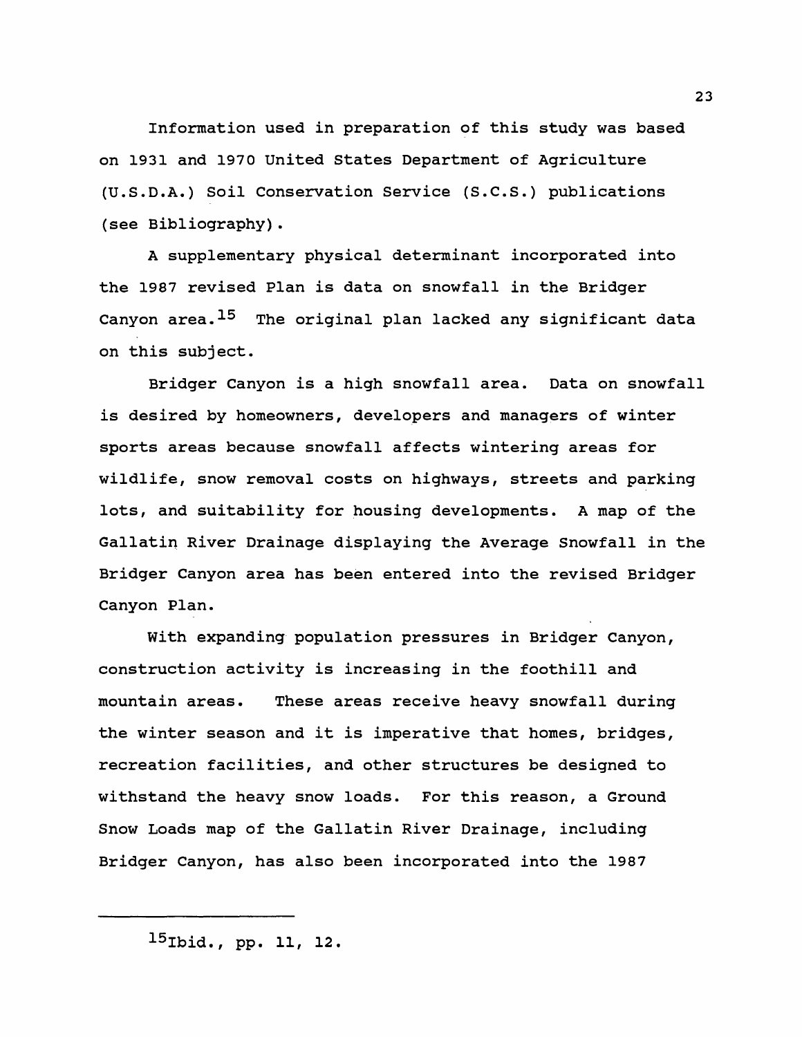Information used in preparation of this study was based on 1931 and 1970 United States Department of Agriculture (U.S.D.A.) Soil Conservation Service (S.C.S.) publications (see Bibliography).

A supplementary physical determinant incorporated into the 1987 revised Plan is data on snowfall in the Bridger Canyon area.[15] The original plan lacked any significant data on this subject.

Bridger Canyon is a high snowfall area. Data on snowfall is desired by homeowners, developers and managers of winter sports areas because snowfall affects wintering areas for wildlife, snow removal costs on highways, streets and parking lots, and suitability for housing developments. A map of the Gallatin River Drainage displaying the Average Snowfall in the Bridger Canyon area has been entered into the revised Bridger Canyon Plan.

With expanding population pressures in Bridger Canyon, construction activity is increasing in the foothill and mountain areas. These areas receive heavy snowfall during the winter season and it is imperative that homes, bridges, recreation facilities, and other structures be designed to withstand the heavy snow loads. For this reason, a Ground Snow Loads map of the Gallatin River Drainage, including Bridger Canyon, has also been incorporated into the 1987

---

[15]Ibid., pp. 11, 12.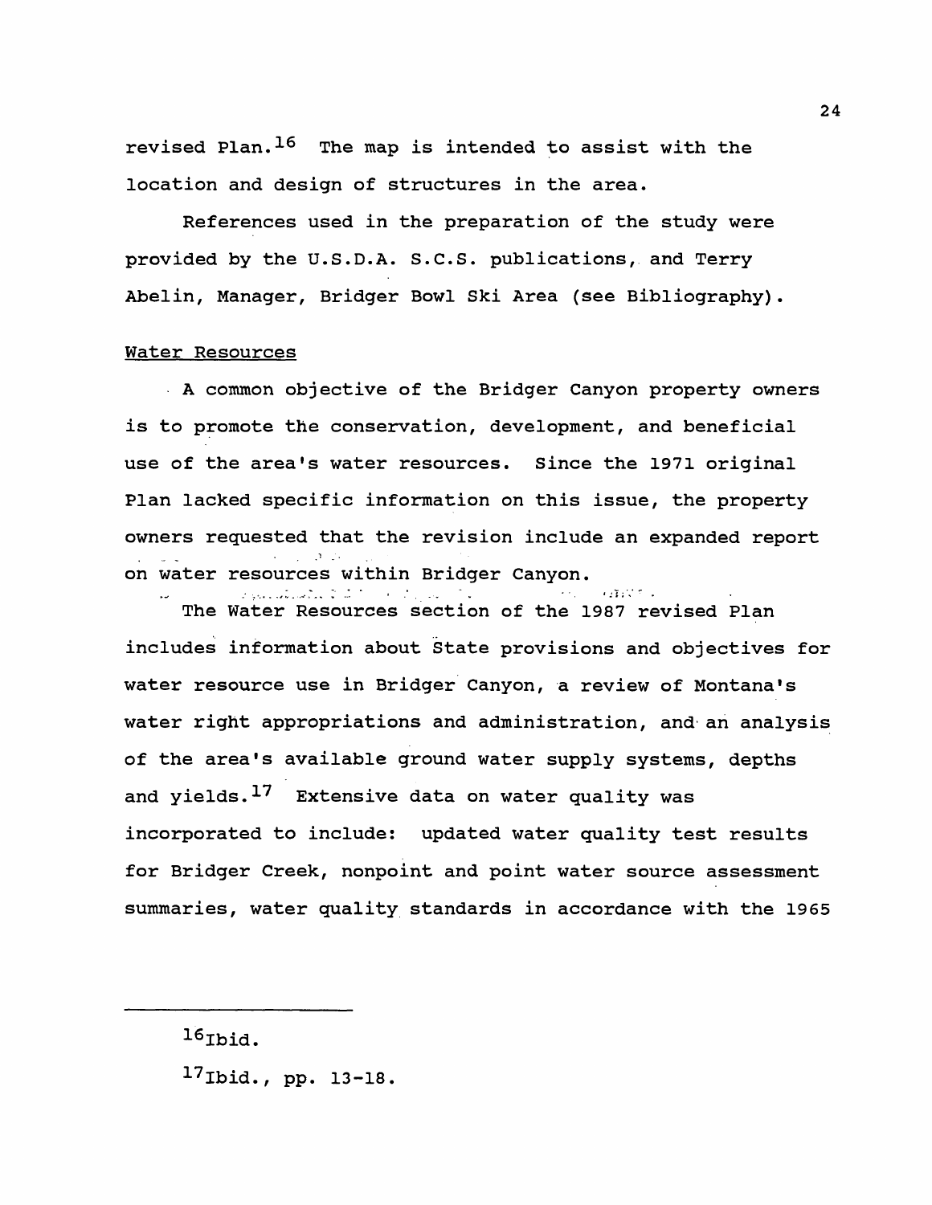revised Plan.[16] The map is intended to assist with the location and design of structures in the area.

References used in the preparation of the study were provided by the U.S.D.A. S.C.S. publications, and Terry Abelin, Manager, Bridger Bowl Ski Area (see Bibliography).

## Water Resources

A common objective of the Bridger Canyon property owners is to promote the conservation, development, and beneficial use of the area's water resources. Since the 1971 original Plan lacked specific information on this issue, the property owners requested that the revision include an expanded report on water resources within Bridger Canyon.

The Water Resources section of the 1987 revised Plan includes information about State provisions and objectives for water resource use in Bridger Canyon, a review of Montana's water right appropriations and administration, and an analysis of the area's available ground water supply systems, depths and yields.[17] Extensive data on water quality was incorporated to include: updated water quality test results for Bridger Creek, nonpoint and point water source assessment summaries, water quality standards in accordance with the 1965

---

[16] Ibid.

[17] Ibid., pp. 13-18.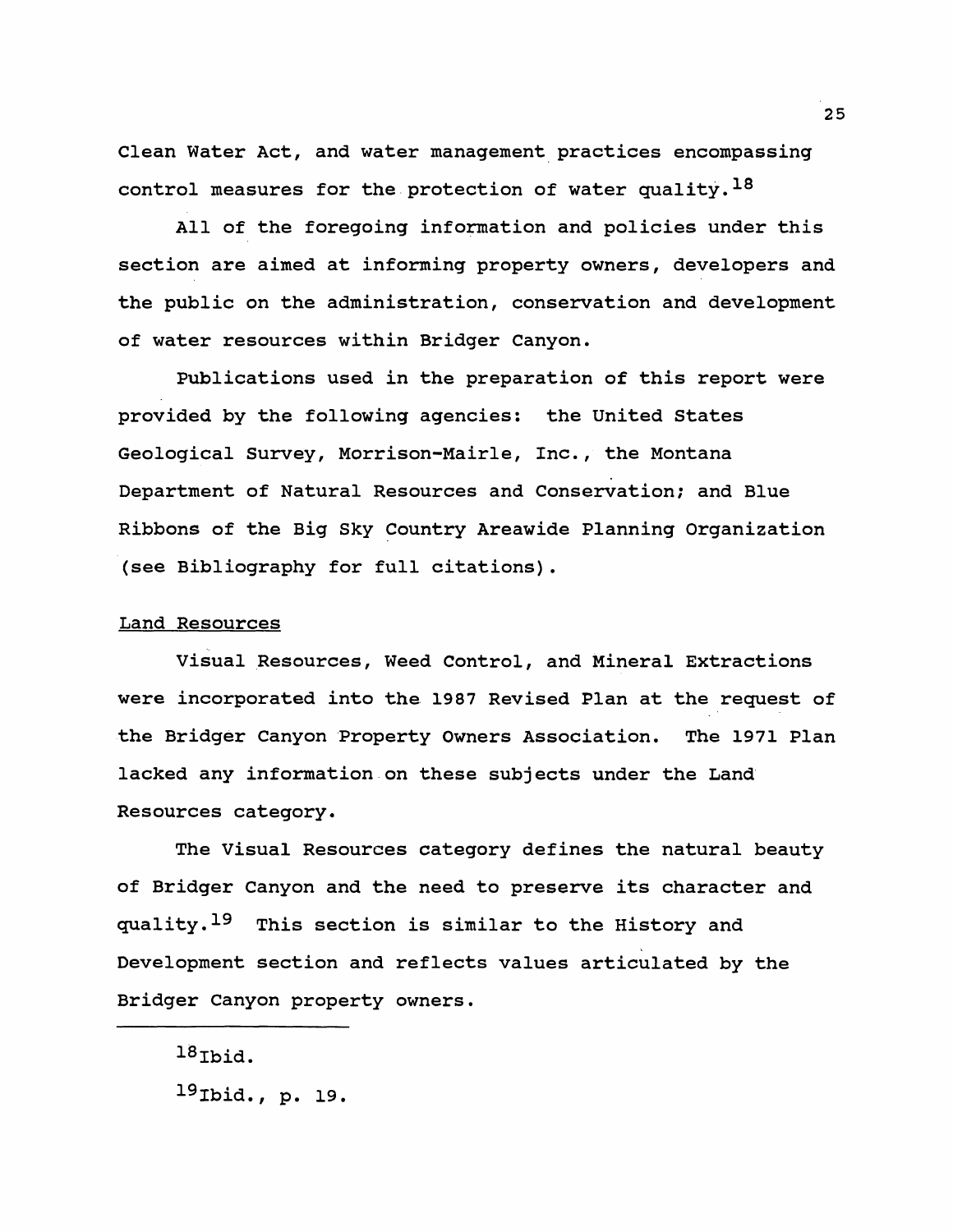Clean Water Act, and water management practices encompassing control measures for the protection of water quality.[18]

All of the foregoing information and policies under this section are aimed at informing property owners, developers and the public on the administration, conservation and development of water resources within Bridger Canyon.

Publications used in the preparation of this report were provided by the following agencies: the United States Geological Survey, Morrison-Mairle, Inc., the Montana Department of Natural Resources and Conservation; and Blue Ribbons of the Big Sky Country Areawide Planning Organization (see Bibliography for full citations).

Land Resources

Visual Resources, Weed Control, and Mineral Extractions were incorporated into the 1987 Revised Plan at the request of the Bridger Canyon Property Owners Association. The 1971 Plan lacked any information on these subjects under the Land Resources category.

The Visual Resources category defines the natural beauty of Bridger Canyon and the need to preserve its character and quality.[19] This section is similar to the History and Development section and reflects values articulated by the Bridger Canyon property owners.

---

[18] Ibid.

[19] Ibid., p. 19.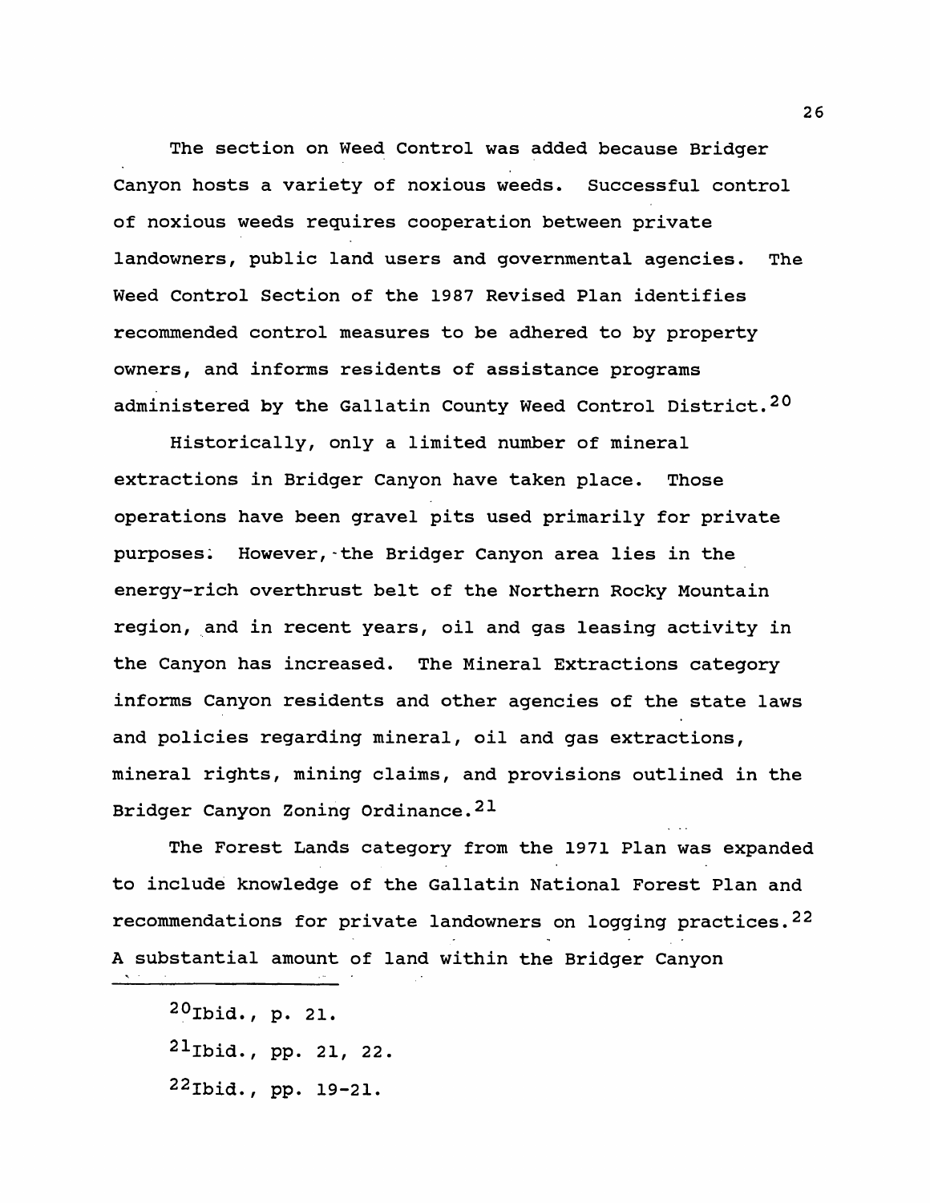The section on Weed Control was added because Bridger Canyon hosts a variety of noxious weeds. Successful control of noxious weeds requires cooperation between private landowners, public land users and governmental agencies. The Weed Control Section of the 1987 Revised Plan identifies recommended control measures to be adhered to by property owners, and informs residents of assistance programs administered by the Gallatin County Weed Control District.[20]

Historically, only a limited number of mineral extractions in Bridger Canyon have taken place. Those operations have been gravel pits used primarily for private purposes. However, the Bridger Canyon area lies in the energy-rich overthrust belt of the Northern Rocky Mountain region, and in recent years, oil and gas leasing activity in the Canyon has increased. The Mineral Extractions category informs Canyon residents and other agencies of the state laws and policies regarding mineral, oil and gas extractions, mineral rights, mining claims, and provisions outlined in the Bridger Canyon Zoning Ordinance.[21]

The Forest Lands category from the 1971 Plan was expanded to include knowledge of the Gallatin National Forest Plan and recommendations for private landowners on logging practices.[22] A substantial amount of land within the Bridger Canyon

---

[20]Ibid., p. 21.

[21]Ibid., pp. 21, 22.

[22]Ibid., pp. 19-21.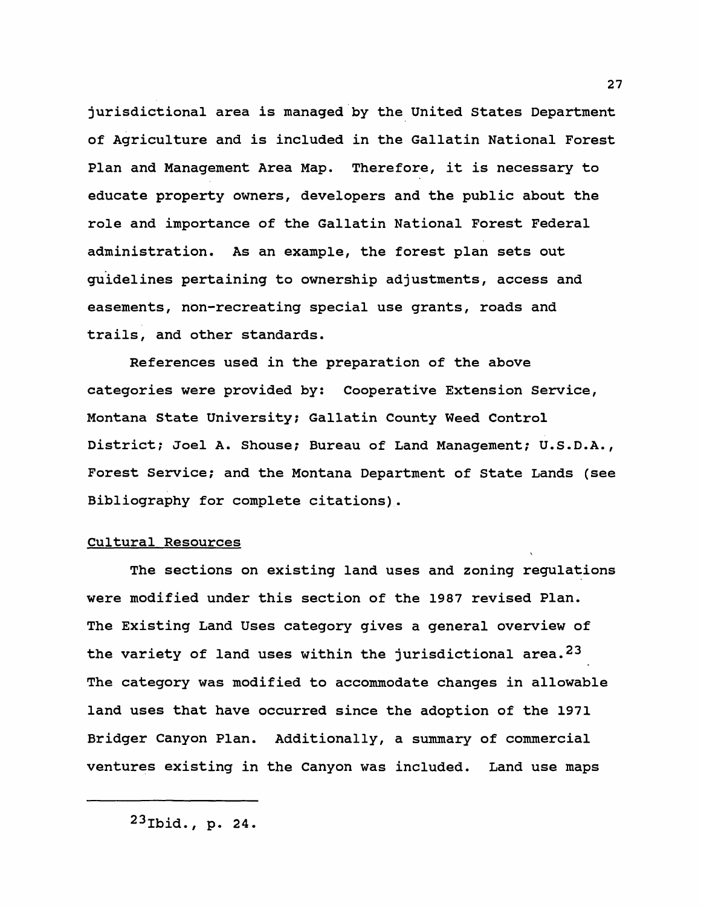jurisdictional area is managed by the United States Department of Agriculture and is included in the Gallatin National Forest Plan and Management Area Map. Therefore, it is necessary to educate property owners, developers and the public about the role and importance of the Gallatin National Forest Federal administration. As an example, the forest plan sets out guidelines pertaining to ownership adjustments, access and easements, non-recreating special use grants, roads and trails, and other standards.

References used in the preparation of the above categories were provided by: Cooperative Extension Service, Montana State University; Gallatin County Weed Control District; Joel A. Shouse; Bureau of Land Management; U.S.D.A., Forest Service; and the Montana Department of State Lands (see Bibliography for complete citations).

<u>Cultural Resources</u>

The sections on existing land uses and zoning regulations were modified under this section of the 1987 revised Plan. The Existing Land Uses category gives a general overview of the variety of land uses within the jurisdictional area.[23] The category was modified to accommodate changes in allowable land uses that have occurred since the adoption of the 1971 Bridger Canyon Plan. Additionally, a summary of commercial ventures existing in the Canyon was included. Land use maps

---

[23]Ibid., p. 24.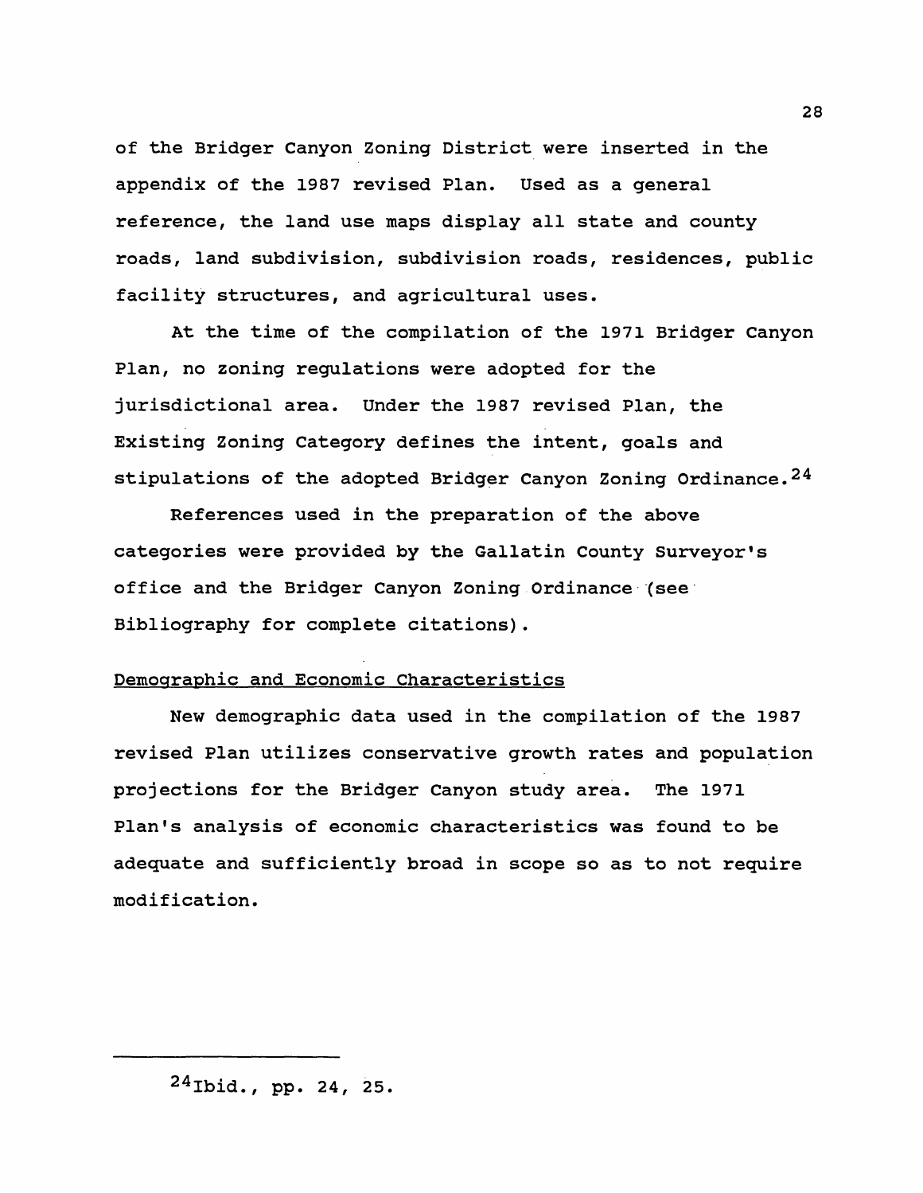of the Bridger Canyon Zoning District were inserted in the appendix of the 1987 revised Plan. Used as a general reference, the land use maps display all state and county roads, land subdivision, subdivision roads, residences, public facility structures, and agricultural uses.

At the time of the compilation of the 1971 Bridger Canyon Plan, no zoning regulations were adopted for the jurisdictional area. Under the 1987 revised Plan, the Existing Zoning Category defines the intent, goals and stipulations of the adopted Bridger Canyon Zoning Ordinance.[24]

References used in the preparation of the above categories were provided by the Gallatin County Surveyor's office and the Bridger Canyon Zoning Ordinance (see Bibliography for complete citations).

<u>Demographic and Economic Characteristics</u>

New demographic data used in the compilation of the 1987 revised Plan utilizes conservative growth rates and population projections for the Bridger Canyon study area. The 1971 Plan's analysis of economic characteristics was found to be adequate and sufficiently broad in scope so as to not require modification.

---

[24]Ibid., pp. 24, 25.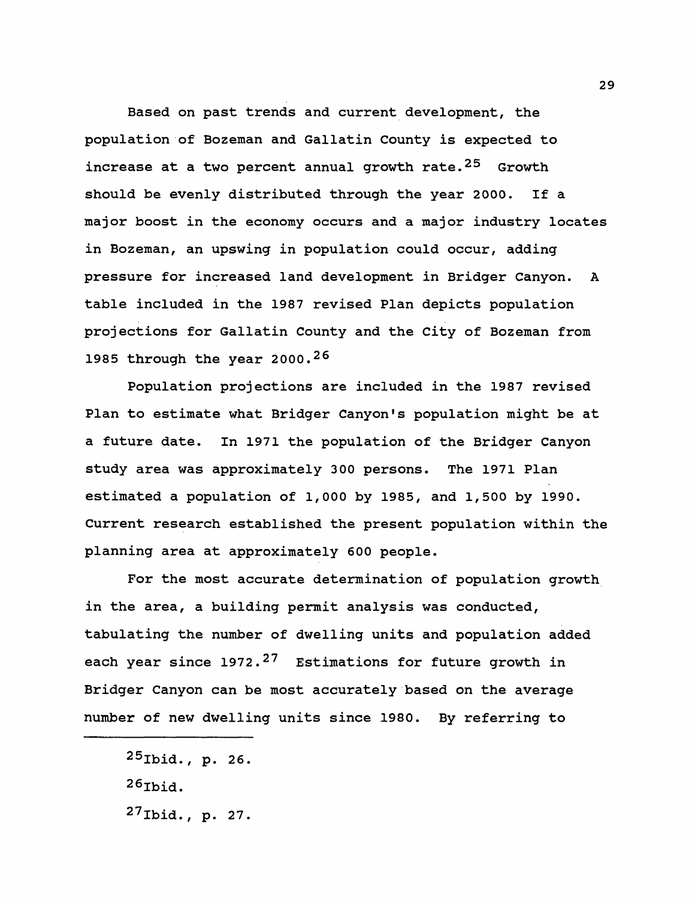Based on past trends and current development, the population of Bozeman and Gallatin County is expected to increase at a two percent annual growth rate.[25] Growth should be evenly distributed through the year 2000. If a major boost in the economy occurs and a major industry locates in Bozeman, an upswing in population could occur, adding pressure for increased land development in Bridger Canyon. A table included in the 1987 revised Plan depicts population projections for Gallatin County and the City of Bozeman from 1985 through the year 2000.[26]

Population projections are included in the 1987 revised Plan to estimate what Bridger Canyon's population might be at a future date. In 1971 the population of the Bridger Canyon study area was approximately 300 persons. The 1971 Plan estimated a population of 1,000 by 1985, and 1,500 by 1990. Current research established the present population within the planning area at approximately 600 people.

For the most accurate determination of population growth in the area, a building permit analysis was conducted, tabulating the number of dwelling units and population added each year since 1972.[27] Estimations for future growth in Bridger Canyon can be most accurately based on the average number of new dwelling units since 1980. By referring to

---

[25] Ibid., p. 26.

[26] Ibid.

[27] Ibid., p. 27.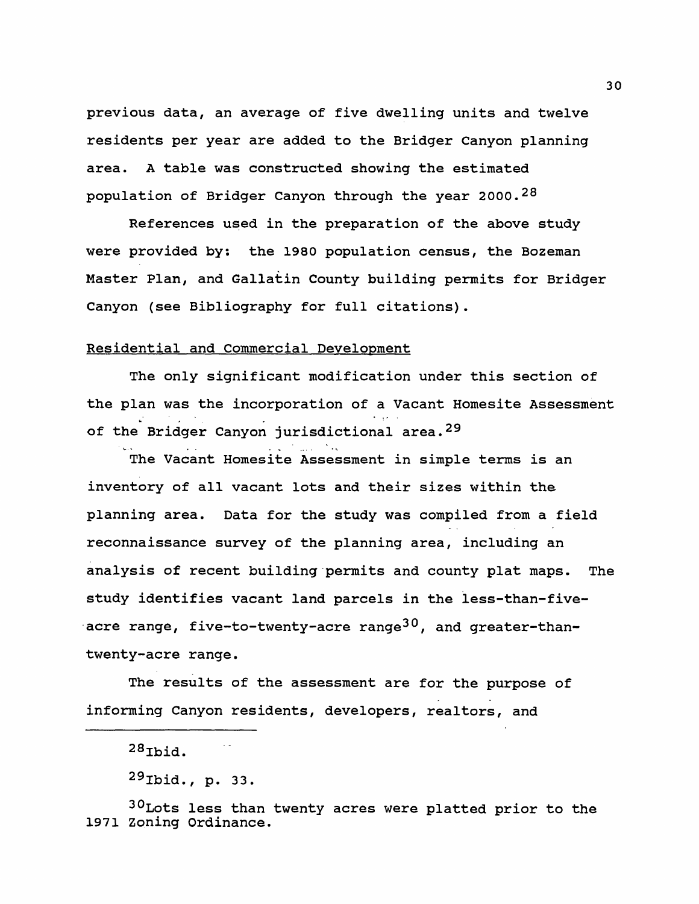previous data, an average of five dwelling units and twelve residents per year are added to the Bridger Canyon planning area. A table was constructed showing the estimated population of Bridger Canyon through the year 2000.[28]

References used in the preparation of the above study were provided by: the 1980 population census, the Bozeman Master Plan, and Gallatin County building permits for Bridger Canyon (see Bibliography for full citations).

Residential and Commercial Development

The only significant modification under this section of the plan was the incorporation of a Vacant Homesite Assessment of the Bridger Canyon jurisdictional area.[29]

The Vacant Homesite Assessment in simple terms is an inventory of all vacant lots and their sizes within the planning area. Data for the study was compiled from a field reconnaissance survey of the planning area, including an analysis of recent building permits and county plat maps. The study identifies vacant land parcels in the less-than-five-acre range, five-to-twenty-acre range[30], and greater-than-twenty-acre range.

The results of the assessment are for the purpose of informing Canyon residents, developers, realtors, and

---

[28] Ibid.

[29] Ibid., p. 33.

[30] Lots less than twenty acres were platted prior to the 1971 Zoning Ordinance.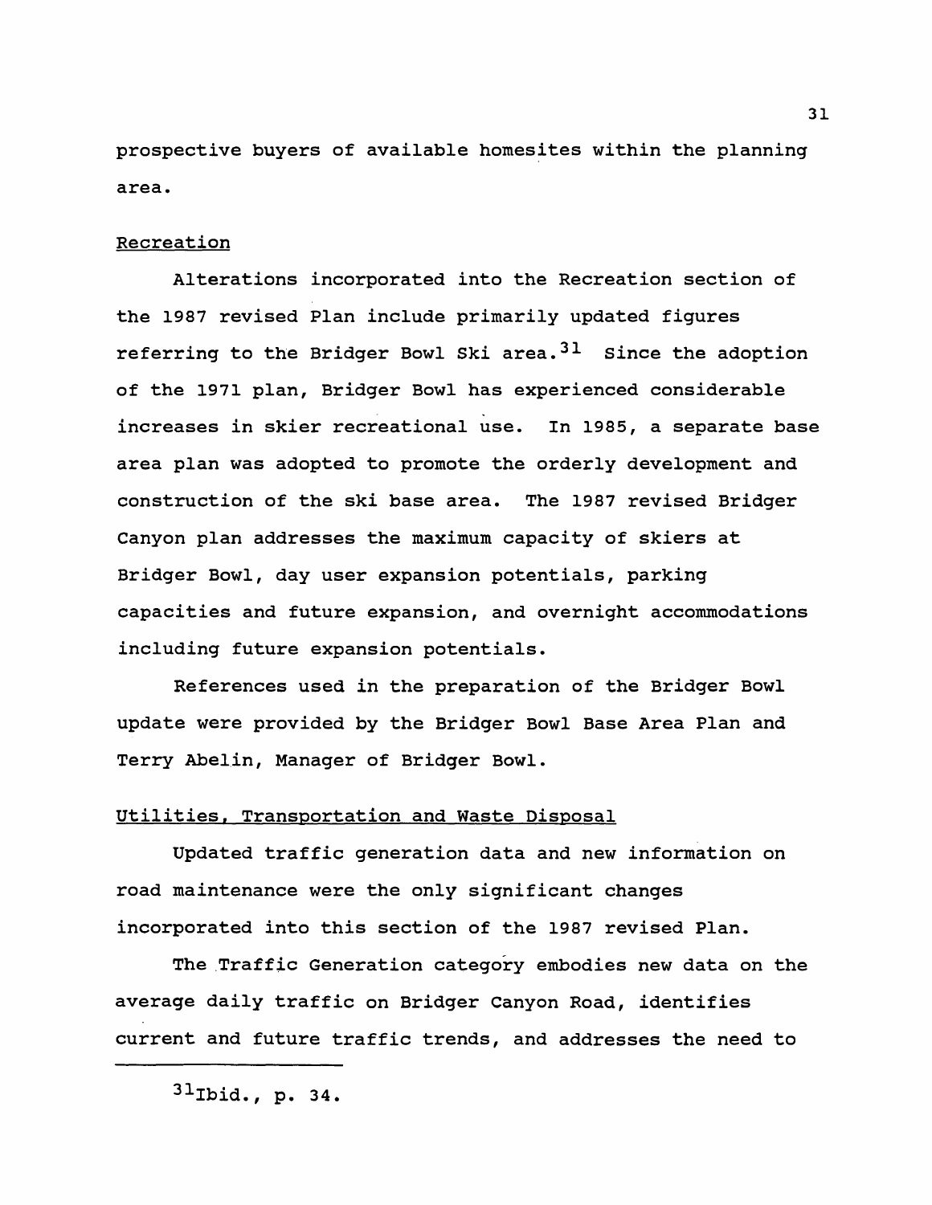prospective buyers of available homesites within the planning area.

## Recreation

Alterations incorporated into the Recreation section of the 1987 revised Plan include primarily updated figures referring to the Bridger Bowl Ski area.[31] Since the adoption of the 1971 plan, Bridger Bowl has experienced considerable increases in skier recreational use. In 1985, a separate base area plan was adopted to promote the orderly development and construction of the ski base area. The 1987 revised Bridger Canyon plan addresses the maximum capacity of skiers at Bridger Bowl, day user expansion potentials, parking capacities and future expansion, and overnight accommodations including future expansion potentials.

References used in the preparation of the Bridger Bowl update were provided by the Bridger Bowl Base Area Plan and Terry Abelin, Manager of Bridger Bowl.

## Utilities, Transportation and Waste Disposal

Updated traffic generation data and new information on road maintenance were the only significant changes incorporated into this section of the 1987 revised Plan.

The Traffic Generation category embodies new data on the average daily traffic on Bridger Canyon Road, identifies current and future traffic trends, and addresses the need to

---

[31]Ibid., p. 34.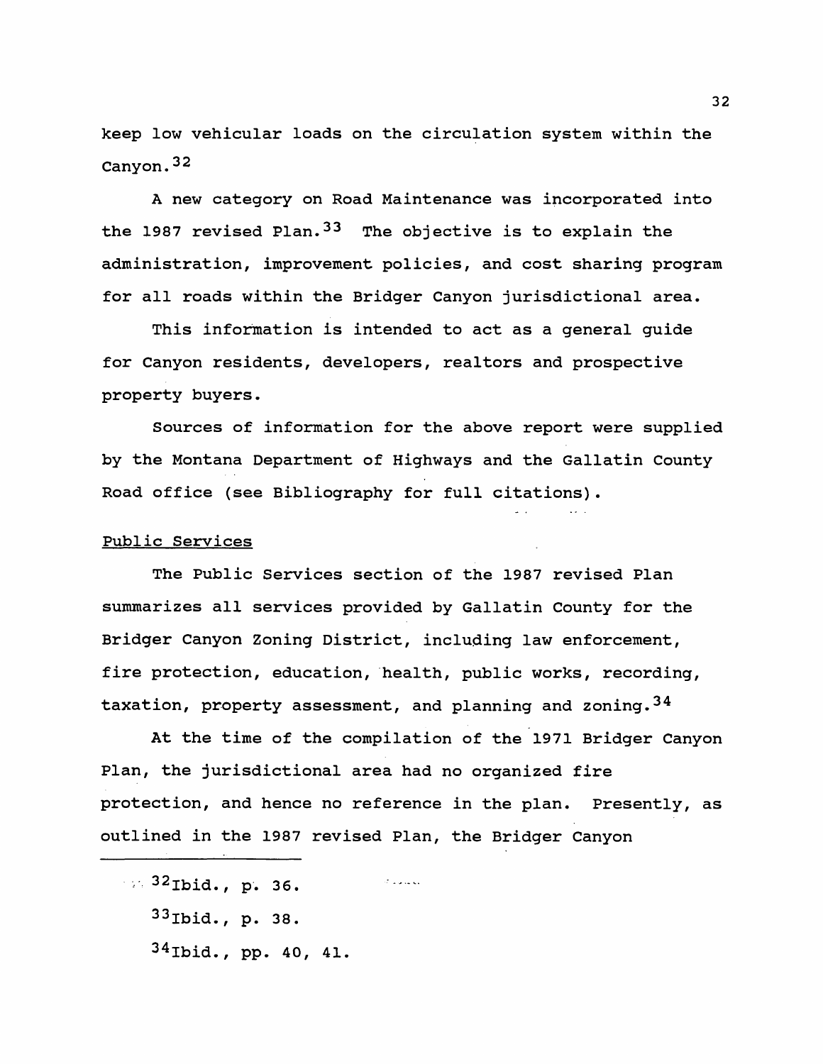keep low vehicular loads on the circulation system within the Canyon.[32]

A new category on Road Maintenance was incorporated into the 1987 revised Plan.[33] The objective is to explain the administration, improvement policies, and cost sharing program for all roads within the Bridger Canyon jurisdictional area.

This information is intended to act as a general guide for Canyon residents, developers, realtors and prospective property buyers.

Sources of information for the above report were supplied by the Montana Department of Highways and the Gallatin County Road office (see Bibliography for full citations).

Public Services

The Public Services section of the 1987 revised Plan summarizes all services provided by Gallatin County for the Bridger Canyon Zoning District, including law enforcement, fire protection, education, health, public works, recording, taxation, property assessment, and planning and zoning.[34]

At the time of the compilation of the 1971 Bridger Canyon Plan, the jurisdictional area had no organized fire protection, and hence no reference in the plan. Presently, as outlined in the 1987 revised Plan, the Bridger Canyon

---

[32] Ibid., p. 36.

[33] Ibid., p. 38.

[34] Ibid., pp. 40, 41.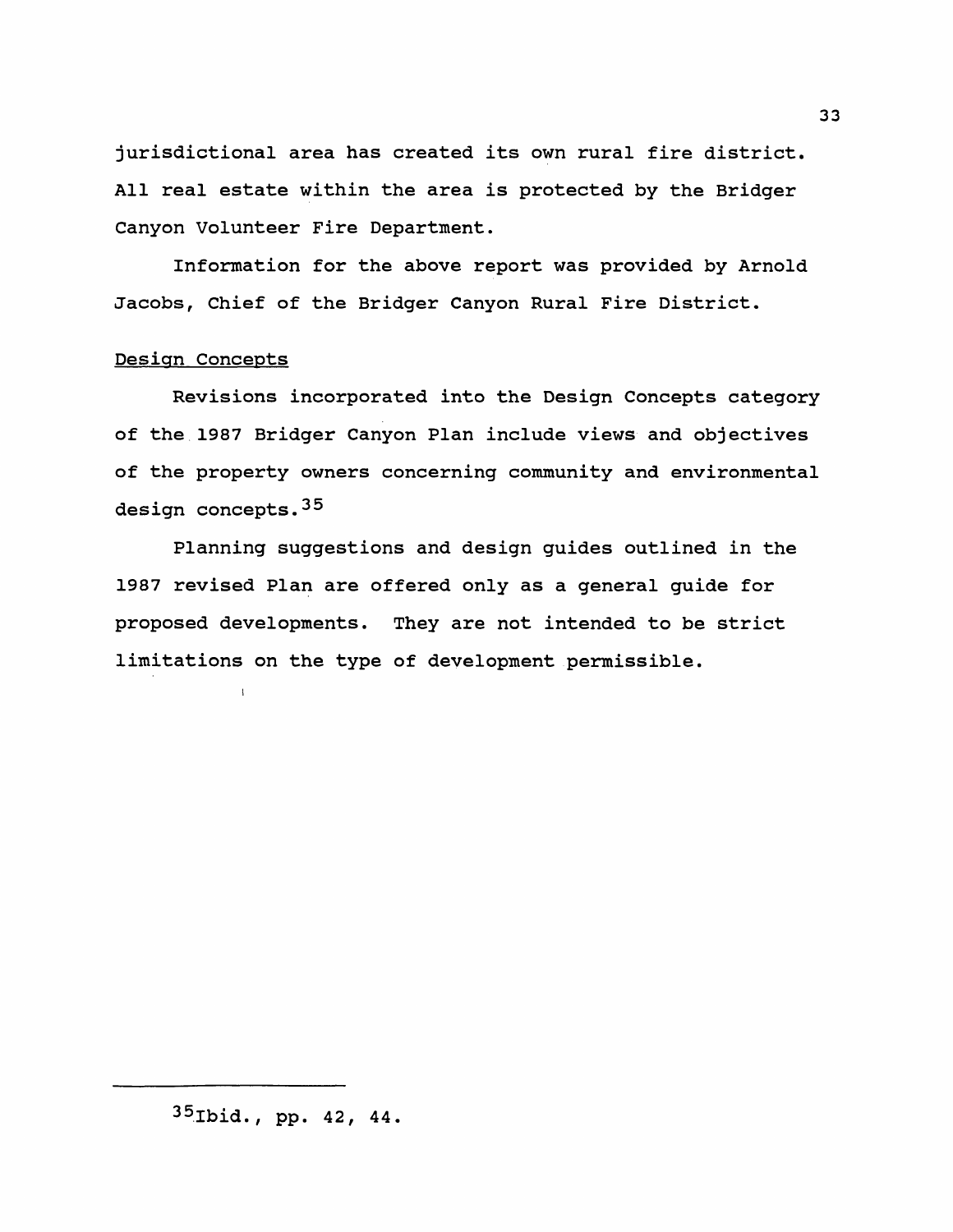jurisdictional area has created its own rural fire district. All real estate within the area is protected by the Bridger Canyon Volunteer Fire Department.

Information for the above report was provided by Arnold Jacobs, Chief of the Bridger Canyon Rural Fire District.

Design Concepts

Revisions incorporated into the Design Concepts category of the 1987 Bridger Canyon Plan include views and objectives of the property owners concerning community and environmental design concepts.[35]

Planning suggestions and design guides outlined in the 1987 revised Plan are offered only as a general guide for proposed developments. They are not intended to be strict limitations on the type of development permissible.

---

[35] Ibid., pp. 42, 44.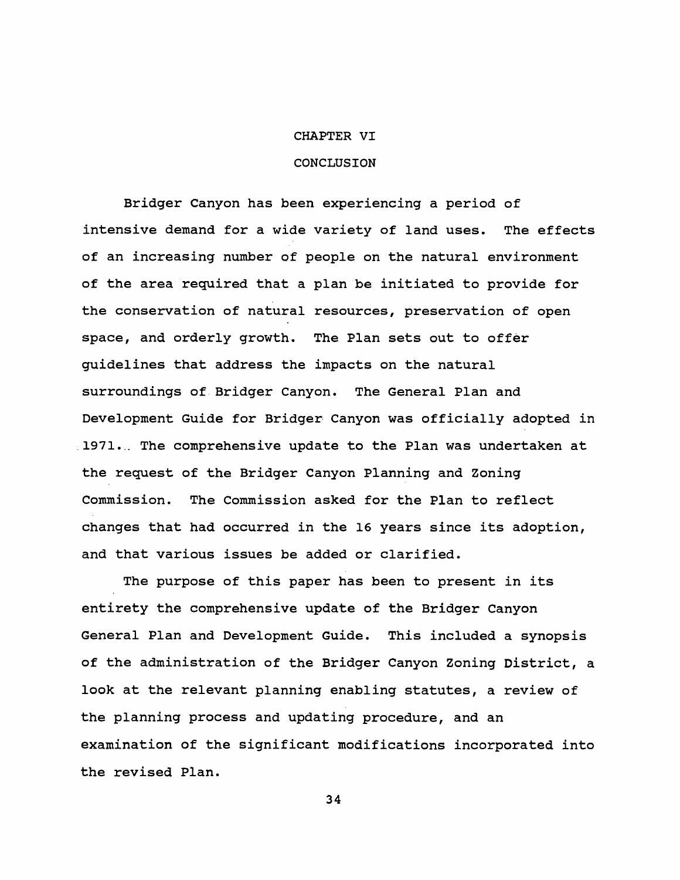# CHAPTER VI

# CONCLUSION

Bridger Canyon has been experiencing a period of intensive demand for a wide variety of land uses. The effects of an increasing number of people on the natural environment of the area required that a plan be initiated to provide for the conservation of natural resources, preservation of open space, and orderly growth. The Plan sets out to offer guidelines that address the impacts on the natural surroundings of Bridger Canyon. The General Plan and Development Guide for Bridger Canyon was officially adopted in 1971. The comprehensive update to the Plan was undertaken at the request of the Bridger Canyon Planning and Zoning Commission. The Commission asked for the Plan to reflect changes that had occurred in the 16 years since its adoption, and that various issues be added or clarified.

The purpose of this paper has been to present in its entirety the comprehensive update of the Bridger Canyon General Plan and Development Guide. This included a synopsis of the administration of the Bridger Canyon Zoning District, a look at the relevant planning enabling statutes, a review of the planning process and updating procedure, and an examination of the significant modifications incorporated into the revised Plan.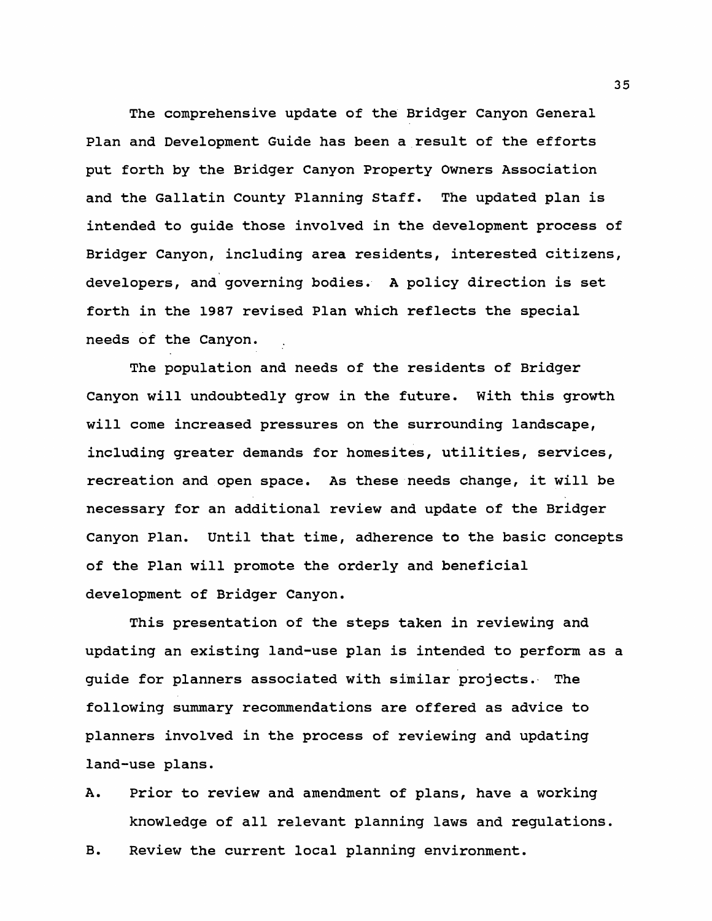The comprehensive update of the Bridger Canyon General Plan and Development Guide has been a result of the efforts put forth by the Bridger Canyon Property Owners Association and the Gallatin County Planning Staff. The updated plan is intended to guide those involved in the development process of Bridger Canyon, including area residents, interested citizens, developers, and governing bodies. A policy direction is set forth in the 1987 revised Plan which reflects the special needs of the Canyon.

The population and needs of the residents of Bridger Canyon will undoubtedly grow in the future. With this growth will come increased pressures on the surrounding landscape, including greater demands for homesites, utilities, services, recreation and open space. As these needs change, it will be necessary for an additional review and update of the Bridger Canyon Plan. Until that time, adherence to the basic concepts of the Plan will promote the orderly and beneficial development of Bridger Canyon.

This presentation of the steps taken in reviewing and updating an existing land-use plan is intended to perform as a guide for planners associated with similar projects. The following summary recommendations are offered as advice to planners involved in the process of reviewing and updating land-use plans.

A. Prior to review and amendment of plans, have a working knowledge of all relevant planning laws and regulations.

B. Review the current local planning environment.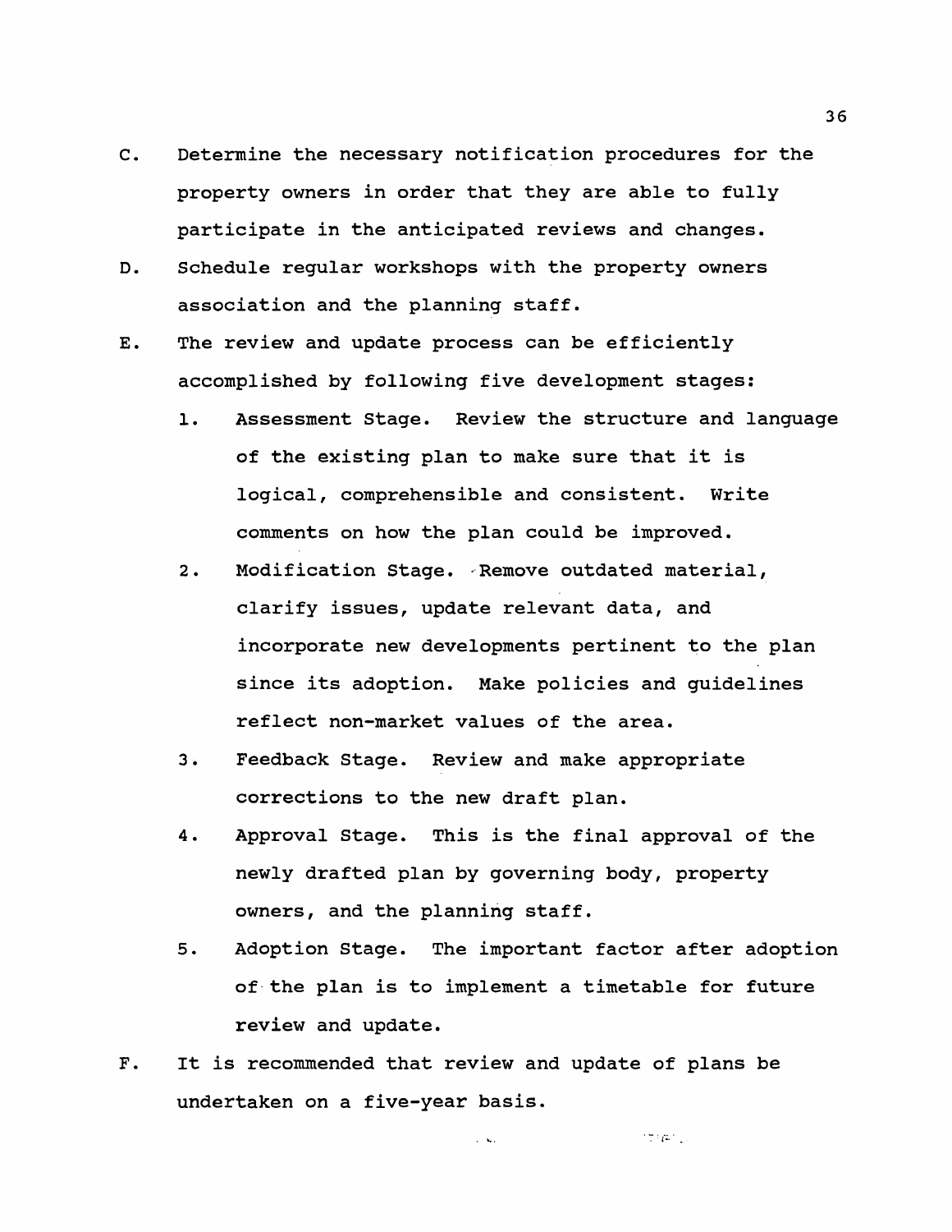C. Determine the necessary notification procedures for the property owners in order that they are able to fully participate in the anticipated reviews and changes.

D. Schedule regular workshops with the property owners association and the planning staff.

E. The review and update process can be efficiently accomplished by following five development stages:

   1. Assessment Stage. Review the structure and language of the existing plan to make sure that it is logical, comprehensible and consistent. Write comments on how the plan could be improved.

   2. Modification Stage. Remove outdated material, clarify issues, update relevant data, and incorporate new developments pertinent to the plan since its adoption. Make policies and guidelines reflect non-market values of the area.

   3. Feedback Stage. Review and make appropriate corrections to the new draft plan.

   4. Approval Stage. This is the final approval of the newly drafted plan by governing body, property owners, and the planning staff.

   5. Adoption Stage. The important factor after adoption of the plan is to implement a timetable for future review and update.

F. It is recommended that review and update of plans be undertaken on a five-year basis.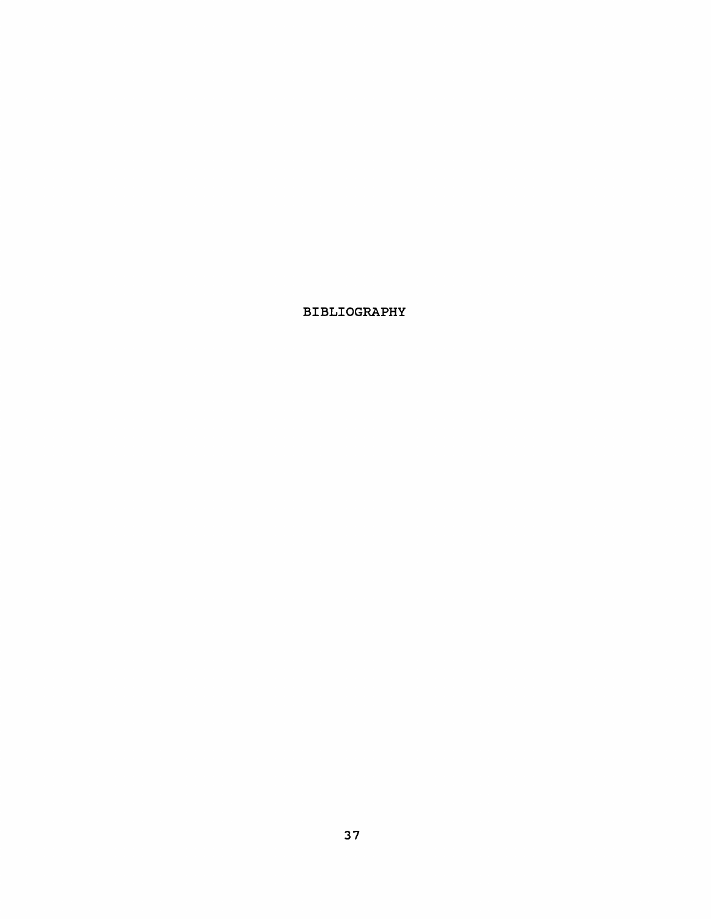# BIBLIOGRAPHY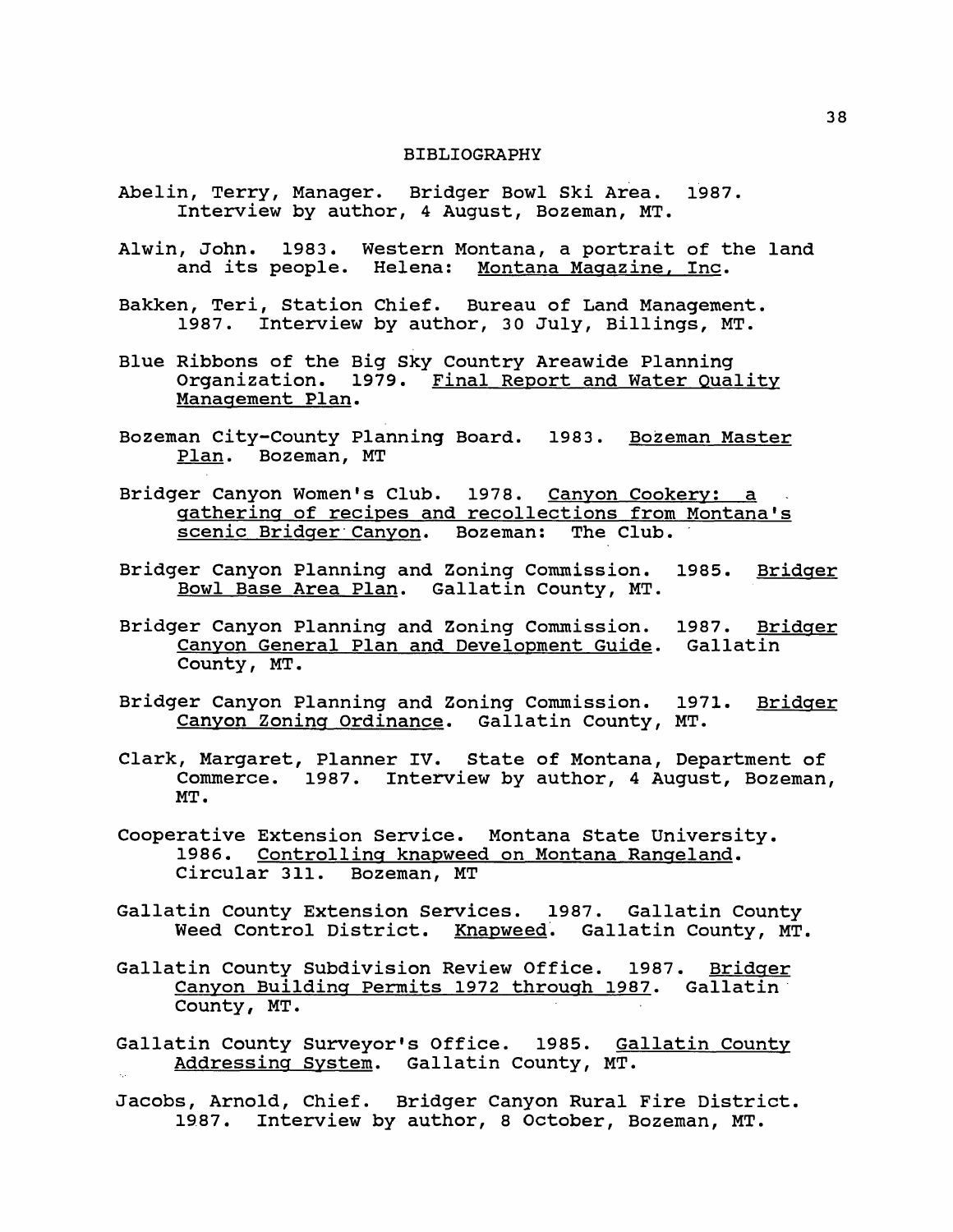# BIBLIOGRAPHY

Abelin, Terry, Manager. Bridger Bowl Ski Area. 1987. Interview by author, 4 August, Bozeman, MT.

Alwin, John. 1983. Western Montana, a portrait of the land and its people. Helena: Montana Magazine, Inc.

Bakken, Teri, Station Chief. Bureau of Land Management. 1987. Interview by author, 30 July, Billings, MT.

Blue Ribbons of the Big Sky Country Areawide Planning Organization. 1979. Final Report and Water Quality Management Plan.

Bozeman City-County Planning Board. 1983. Bozeman Master Plan. Bozeman, MT

Bridger Canyon Women's Club. 1978. Canyon Cookery: a gathering of recipes and recollections from Montana's scenic Bridger Canyon. Bozeman: The Club.

Bridger Canyon Planning and Zoning Commission. 1985. Bridger Bowl Base Area Plan. Gallatin County, MT.

Bridger Canyon Planning and Zoning Commission. 1987. Bridger Canyon General Plan and Development Guide. Gallatin County, MT.

Bridger Canyon Planning and Zoning Commission. 1971. Bridger Canyon Zoning Ordinance. Gallatin County, MT.

Clark, Margaret, Planner IV. State of Montana, Department of Commerce. 1987. Interview by author, 4 August, Bozeman, MT.

Cooperative Extension Service. Montana State University. 1986. Controlling knapweed on Montana Rangeland. Circular 311. Bozeman, MT

Gallatin County Extension Services. 1987. Gallatin County Weed Control District. Knapweed. Gallatin County, MT.

Gallatin County Subdivision Review Office. 1987. Bridger Canyon Building Permits 1972 through 1987. Gallatin County, MT.

Gallatin County Surveyor's Office. 1985. Gallatin County Addressing System. Gallatin County, MT.

Jacobs, Arnold, Chief. Bridger Canyon Rural Fire District. 1987. Interview by author, 8 October, Bozeman, MT.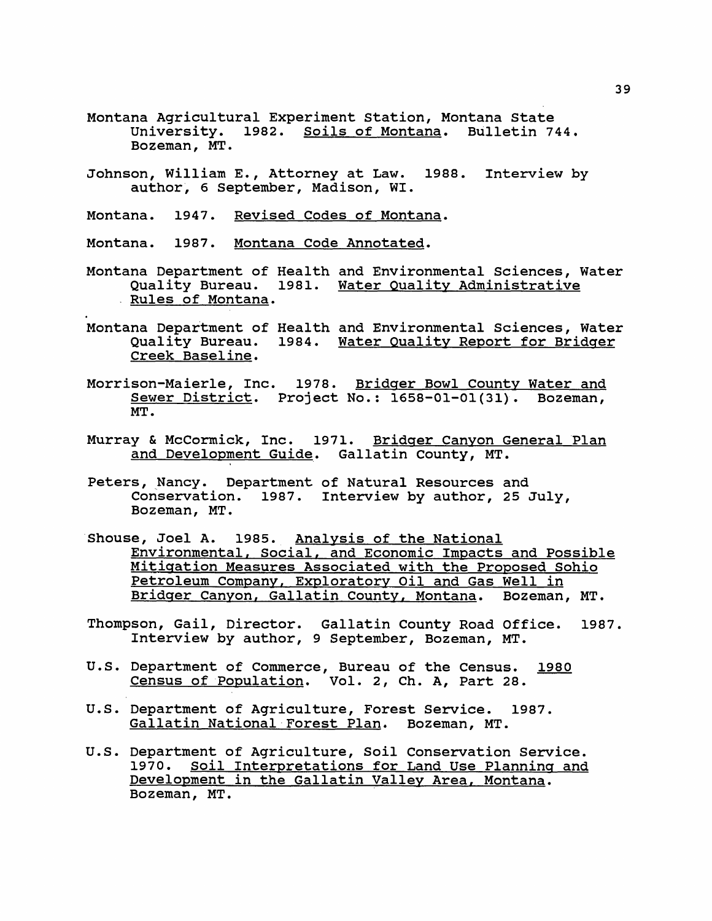Montana Agricultural Experiment Station, Montana State University. 1982. Soils of Montana. Bulletin 744. Bozeman, MT.

Johnson, William E., Attorney at Law. 1988. Interview by author, 6 September, Madison, WI.

Montana. 1947. Revised Codes of Montana.

Montana. 1987. Montana Code Annotated.

Montana Department of Health and Environmental Sciences, Water Quality Bureau. 1981. Water Quality Administrative Rules of Montana.

Montana Department of Health and Environmental Sciences, Water Quality Bureau. 1984. Water Quality Report for Bridger Creek Baseline.

Morrison-Maierle, Inc. 1978. Bridger Bowl County Water and Sewer District. Project No.: 1658-01-01(31). Bozeman, MT.

Murray & McCormick, Inc. 1971. Bridger Canyon General Plan and Development Guide. Gallatin County, MT.

Peters, Nancy. Department of Natural Resources and Conservation. 1987. Interview by author, 25 July, Bozeman, MT.

Shouse, Joel A. 1985. Analysis of the National Environmental, Social, and Economic Impacts and Possible Mitigation Measures Associated with the Proposed Sohio Petroleum Company, Exploratory Oil and Gas Well in Bridger Canyon, Gallatin County, Montana. Bozeman, MT.

Thompson, Gail, Director. Gallatin County Road Office. 1987. Interview by author, 9 September, Bozeman, MT.

U.S. Department of Commerce, Bureau of the Census. 1980 Census of Population. Vol. 2, Ch. A, Part 28.

U.S. Department of Agriculture, Forest Service. 1987. Gallatin National Forest Plan. Bozeman, MT.

U.S. Department of Agriculture, Soil Conservation Service. 1970. Soil Interpretations for Land Use Planning and Development in the Gallatin Valley Area, Montana. Bozeman, MT.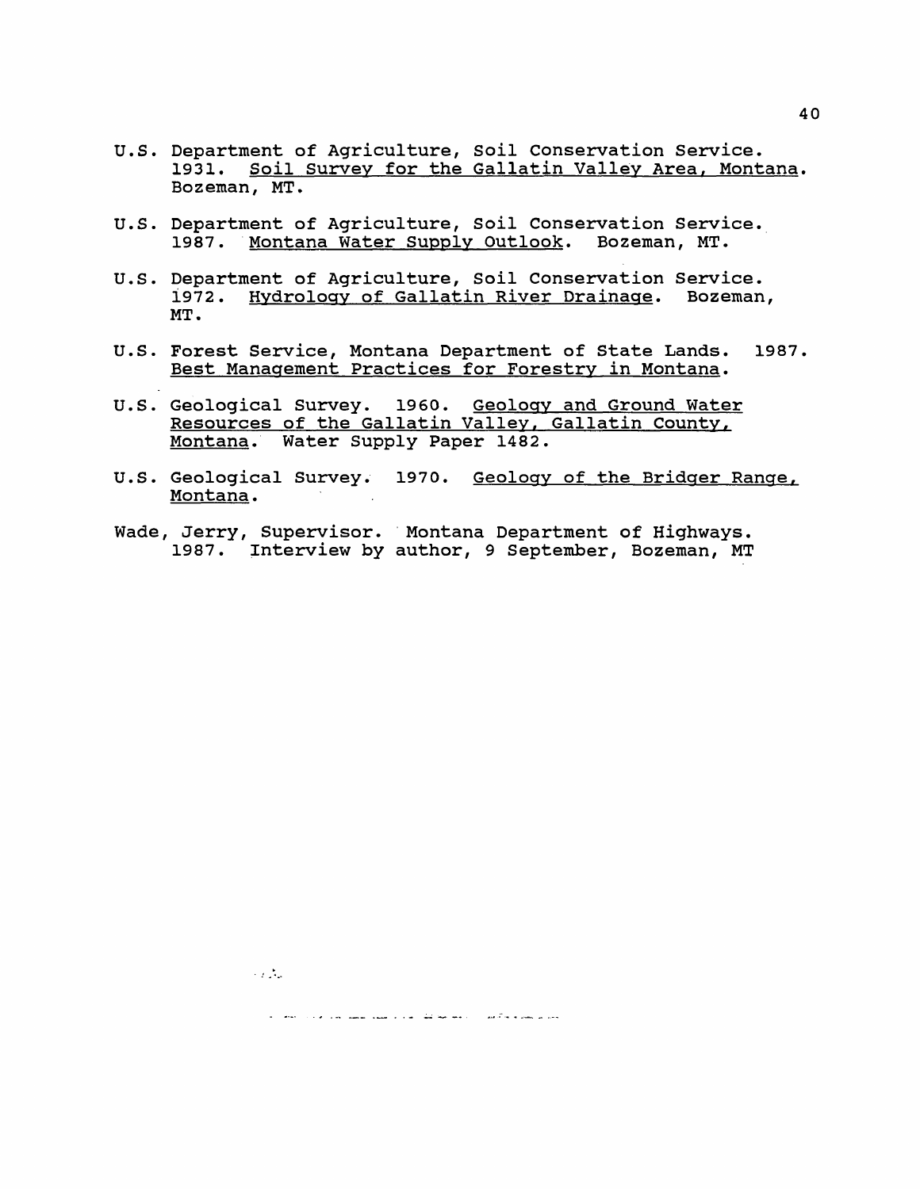U.S. Department of Agriculture, Soil Conservation Service. 1931. Soil Survey for the Gallatin Valley Area, Montana. Bozeman, MT.

U.S. Department of Agriculture, Soil Conservation Service. 1987. Montana Water Supply Outlook. Bozeman, MT.

U.S. Department of Agriculture, Soil Conservation Service. 1972. Hydrology of Gallatin River Drainage. Bozeman, MT.

U.S. Forest Service, Montana Department of State Lands. 1987. Best Management Practices for Forestry in Montana.

U.S. Geological Survey. 1960. Geology and Ground Water Resources of the Gallatin Valley, Gallatin County, Montana. Water Supply Paper 1482.

U.S. Geological Survey. 1970. Geology of the Bridger Range, Montana.

Wade, Jerry, Supervisor. Montana Department of Highways. 1987. Interview by author, 9 September, Bozeman, MT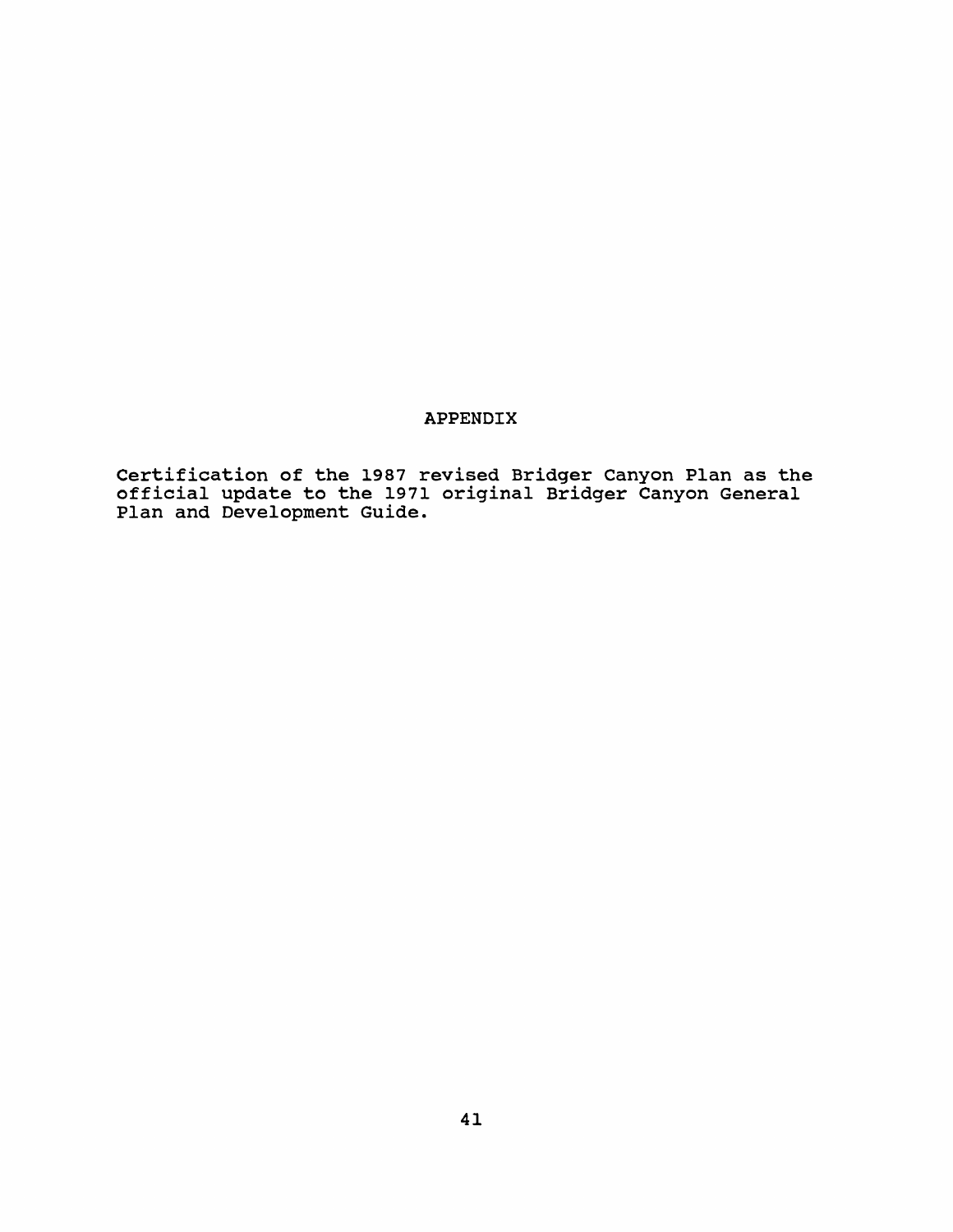# APPENDIX

Certification of the 1987 revised Bridger Canyon Plan as the official update to the 1971 original Bridger Canyon General Plan and Development Guide.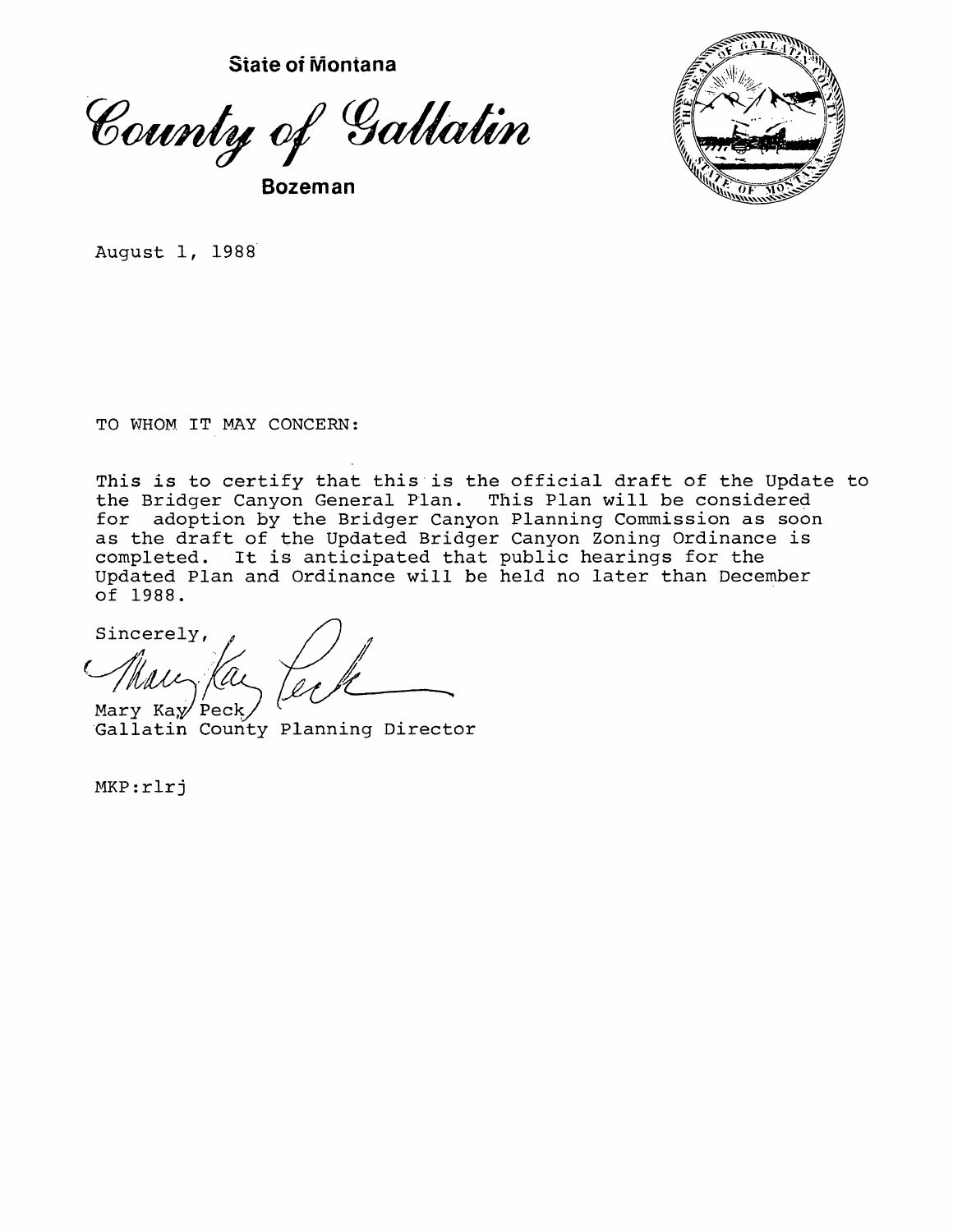**State of Montana**

# County of Gallatin

**Bozeman**

August 1, 1988

TO WHOM IT MAY CONCERN:

This is to certify that this is the official draft of the Update to the Bridger Canyon General Plan. This Plan will be considered for adoption by the Bridger Canyon Planning Commission as soon as the draft of the Updated Bridger Canyon Zoning Ordinance is completed. It is anticipated that public hearings for the Updated Plan and Ordinance will be held no later than December of 1988.

Sincerely,

Mary Kay Peck
Gallatin County Planning Director

MKP:rlrj